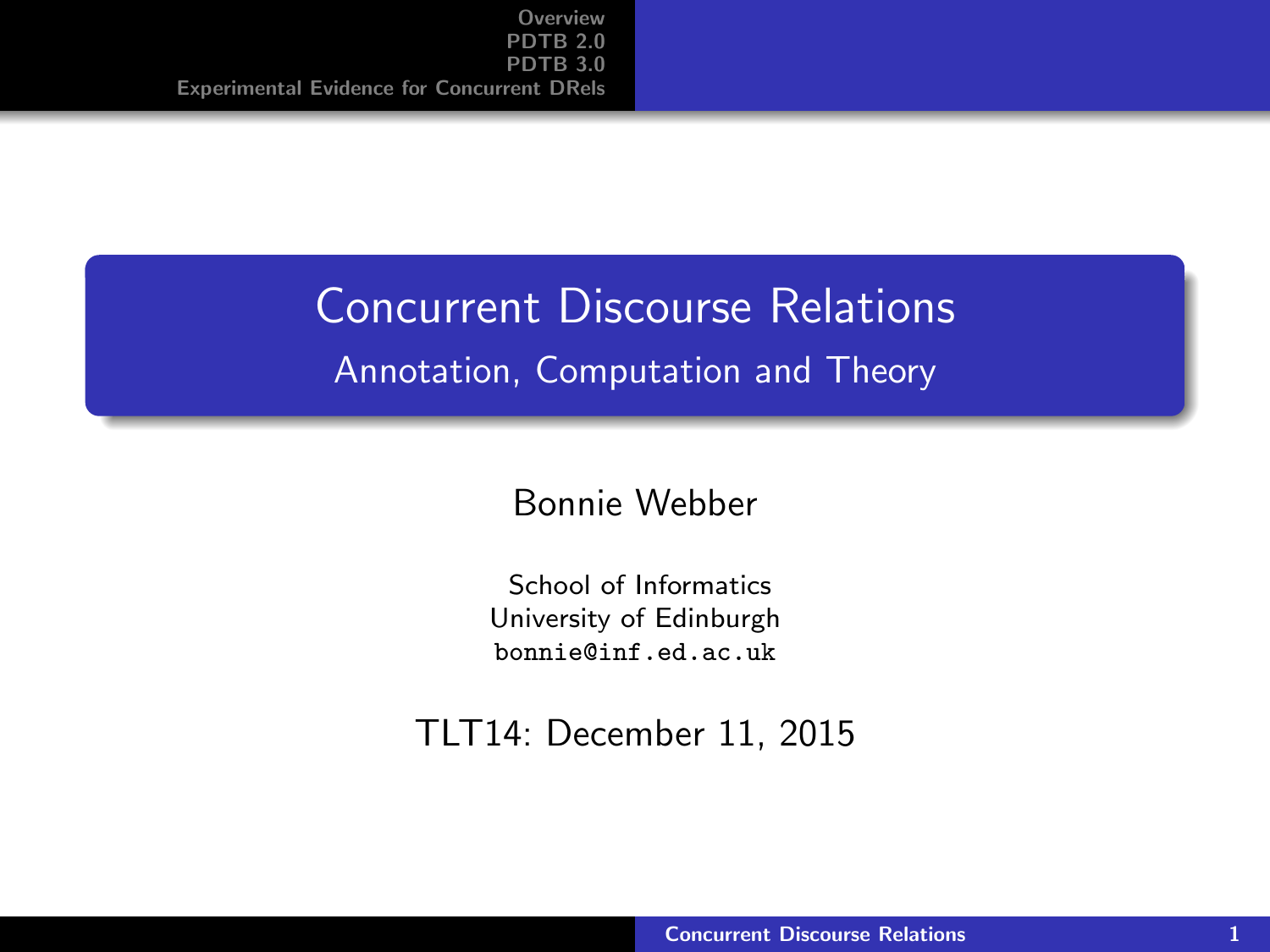# Concurrent Discourse Relations

## Annotation, Computation and Theory

Bonnie Webber

School of Informatics
University of Edinburgh
bonnie@inf.ed.ac.uk

TLT14: December 11, 2015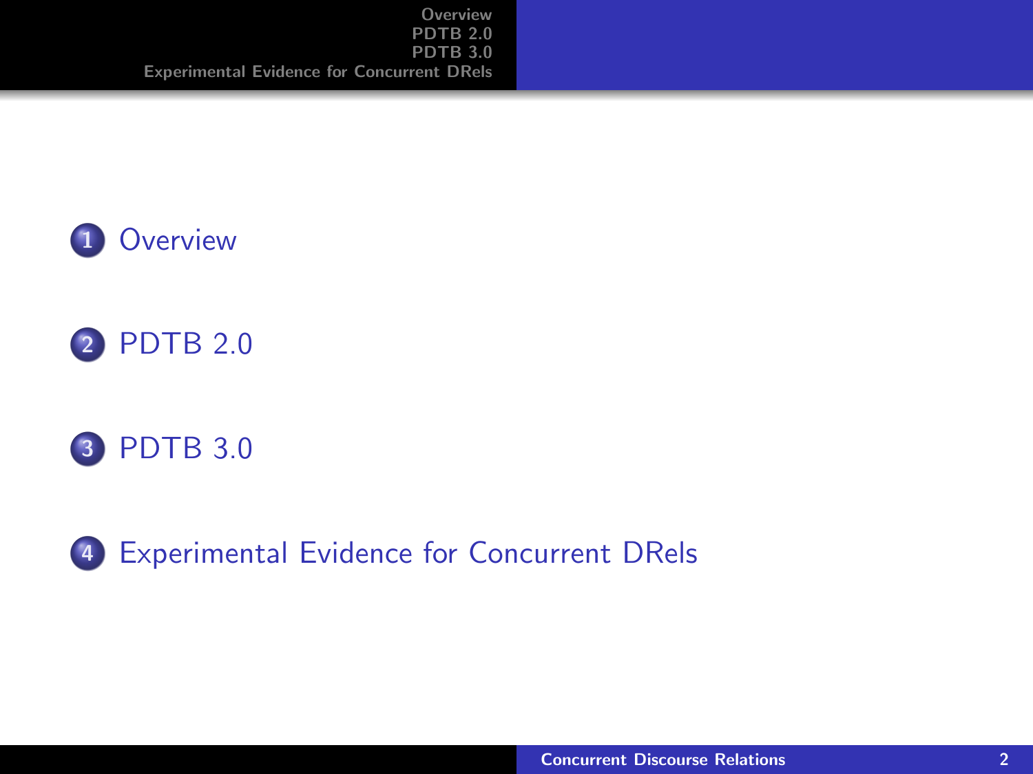1. Overview
2. PDTB 2.0
3. PDTB 3.0
4. Experimental Evidence for Concurrent DRels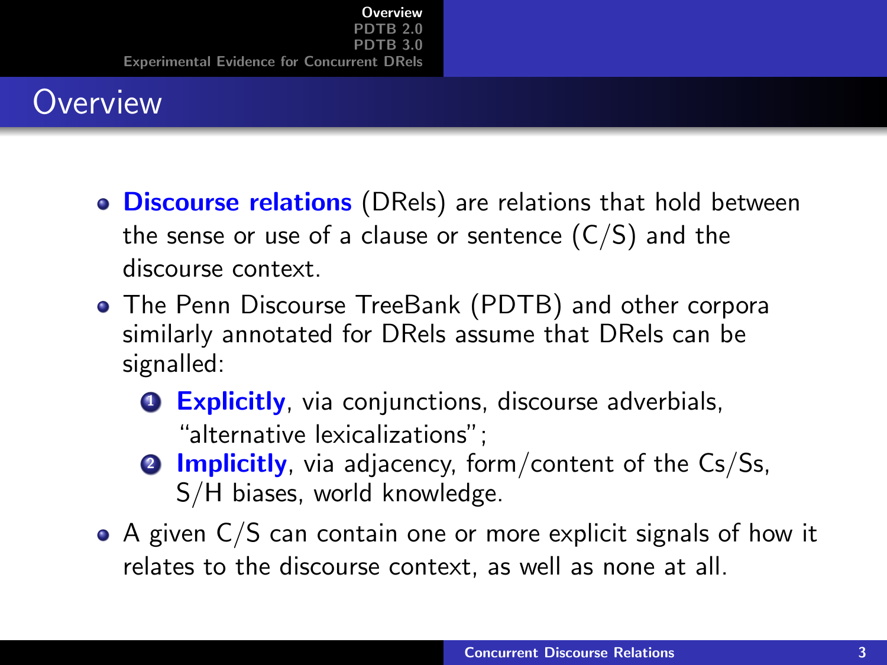# Overview

- **Discourse relations** (DRels) are relations that hold between the sense or use of a clause or sentence (C/S) and the discourse context.
- The Penn Discourse TreeBank (PDTB) and other corpora similarly annotated for DRels assume that DRels can be signalled:
  1. **Explicitly**, via conjunctions, discourse adverbials, "alternative lexicalizations";
  2. **Implicitly**, via adjacency, form/content of the Cs/Ss, S/H biases, world knowledge.
- A given C/S can contain one or more explicit signals of how it relates to the discourse context, as well as none at all.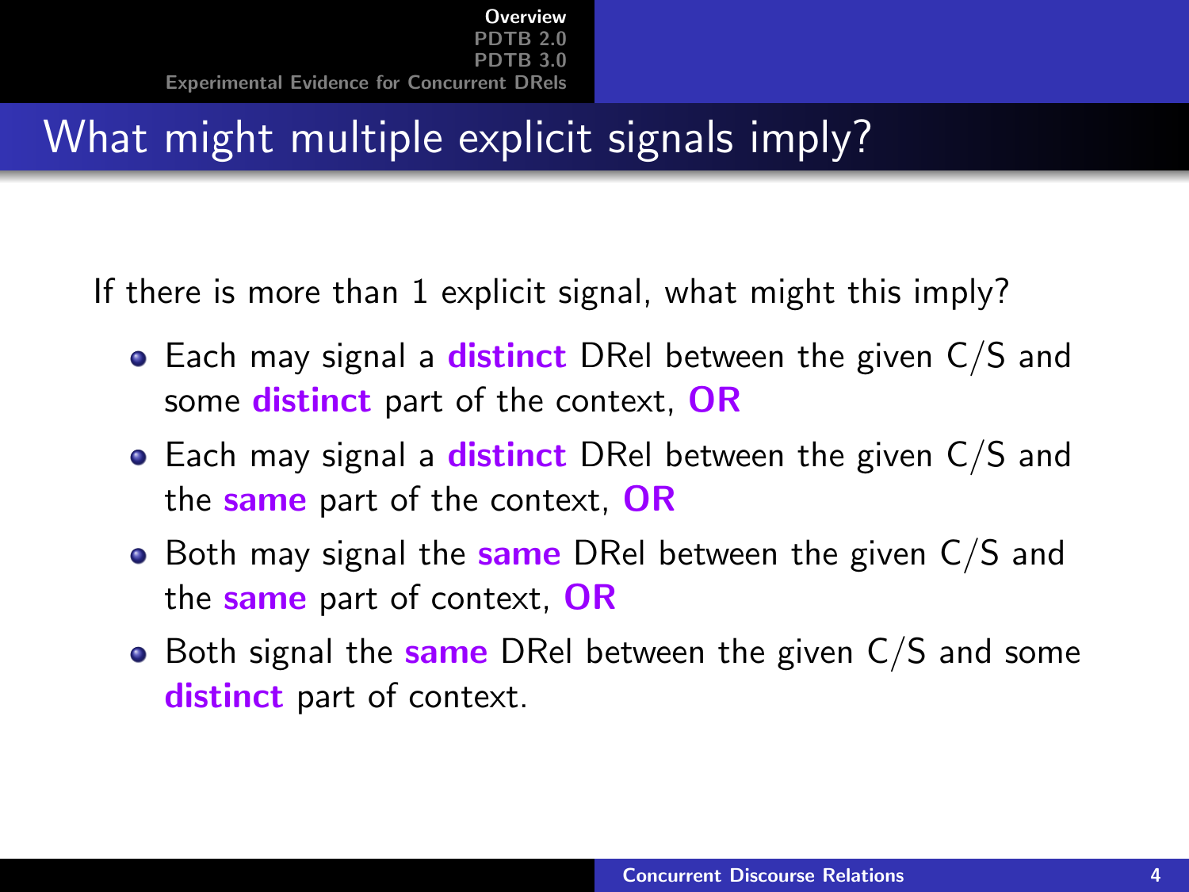# What might multiple explicit signals imply?

If there is more than 1 explicit signal, what might this imply?

- Each may signal a **distinct** DRel between the given C/S and some **distinct** part of the context, **OR**
- Each may signal a **distinct** DRel between the given C/S and the **same** part of the context, **OR**
- Both may signal the **same** DRel between the given C/S and the **same** part of context, **OR**
- Both signal the **same** DRel between the given C/S and some **distinct** part of context.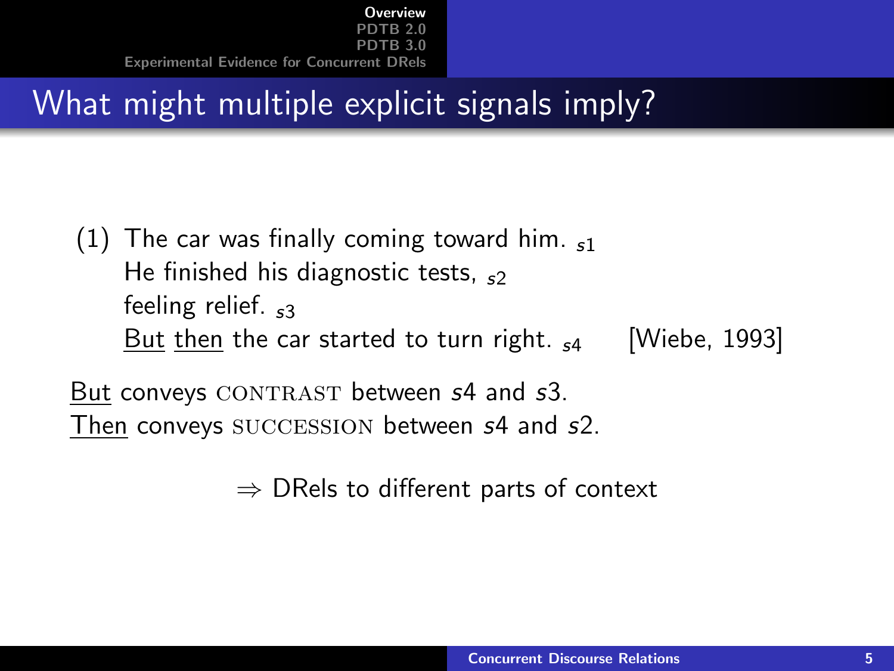# What might multiple explicit signals imply?

(1) The car was finally coming toward him. $_{s1}$
He finished his diagnostic tests, $_{s2}$
feeling relief. $_{s3}$
<u>But</u> <u>then</u> the car started to turn right. $_{s4}$ [Wiebe, 1993]

<u>But</u> conveys CONTRAST between $s4$ and $s3$.
<u>Then</u> conveys SUCCESSION between $s4$ and $s2$.

$\Rightarrow$ DRels to different parts of context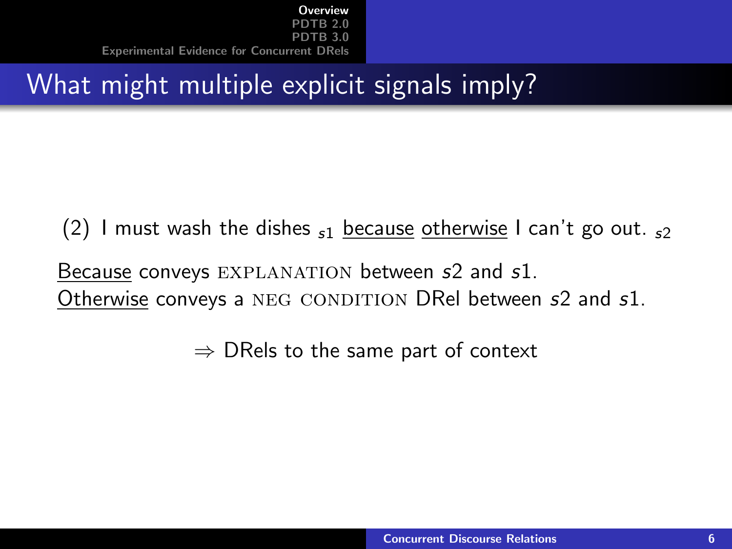# What might multiple explicit signals imply?

(2) I must wash the dishes $_{s1}$ because otherwise I can't go out. $_{s2}$

Because conveys EXPLANATION between $s2$ and $s1$.
Otherwise conveys a NEG CONDITION DRel between $s2$ and $s1$.

$\Rightarrow$ DRels to the same part of context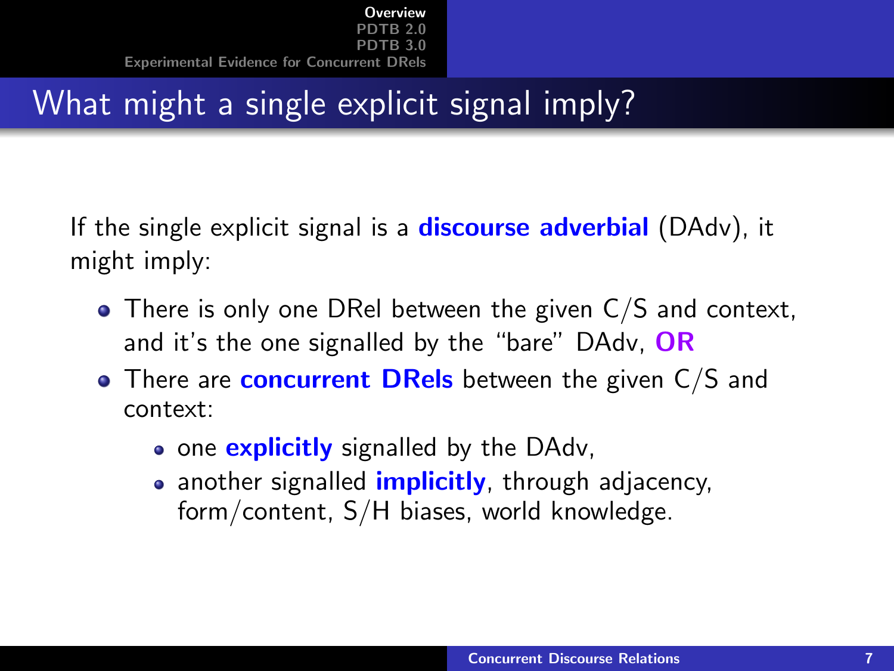## What might a single explicit signal imply?

If the single explicit signal is a **discourse adverbial** (DAdv), it might imply:

- There is only one DRel between the given C/S and context, and it's the one signalled by the "bare" DAdv, **OR**
- There are **concurrent DRels** between the given C/S and context:
  - one **explicitly** signalled by the DAdv,
  - another signalled **implicitly**, through adjacency, form/content, S/H biases, world knowledge.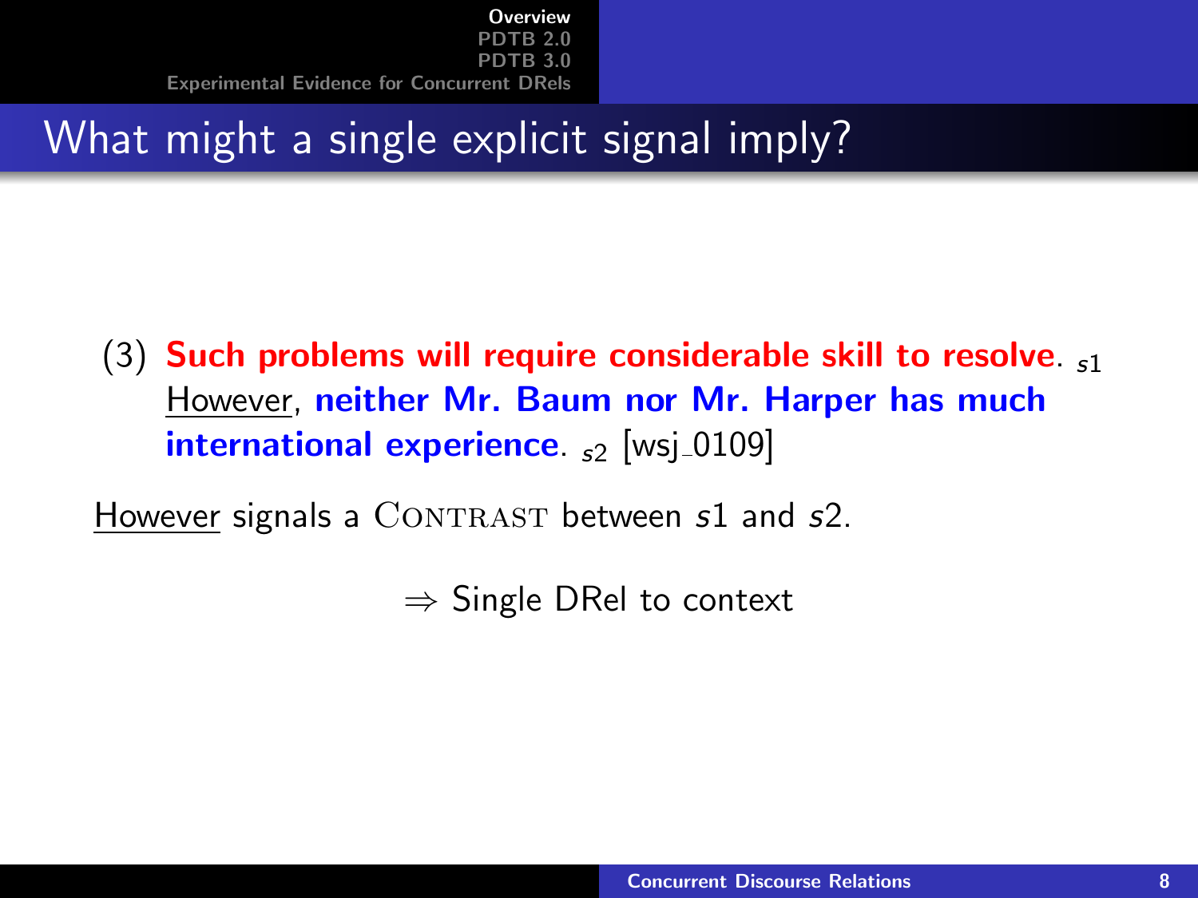# What might a single explicit signal imply?

(3) **Such problems will require considerable skill to resolve**. $_{s1}$ However, **neither Mr. Baum nor Mr. Harper has much international experience**. $_{s2}$ [wsj_0109]

However signals a CONTRAST between $s1$ and $s2$.

$\Rightarrow$ Single DRel to context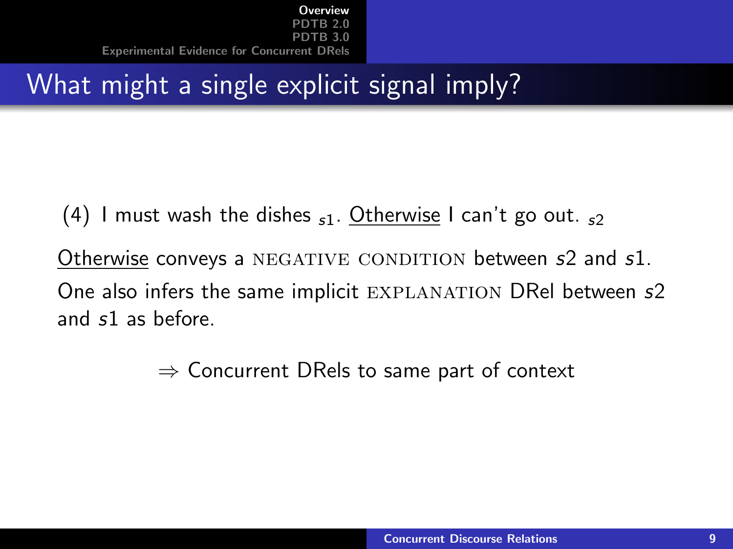# What might a single explicit signal imply?

(4) I must wash the dishes $_{s1}$. <u>Otherwise</u> I can't go out. $_{s2}$

<u>Otherwise</u> conveys a NEGATIVE CONDITION between $s2$ and $s1$.

One also infers the same implicit EXPLANATION DRel between $s2$ and $s1$ as before.

$\Rightarrow$ Concurrent DRels to same part of context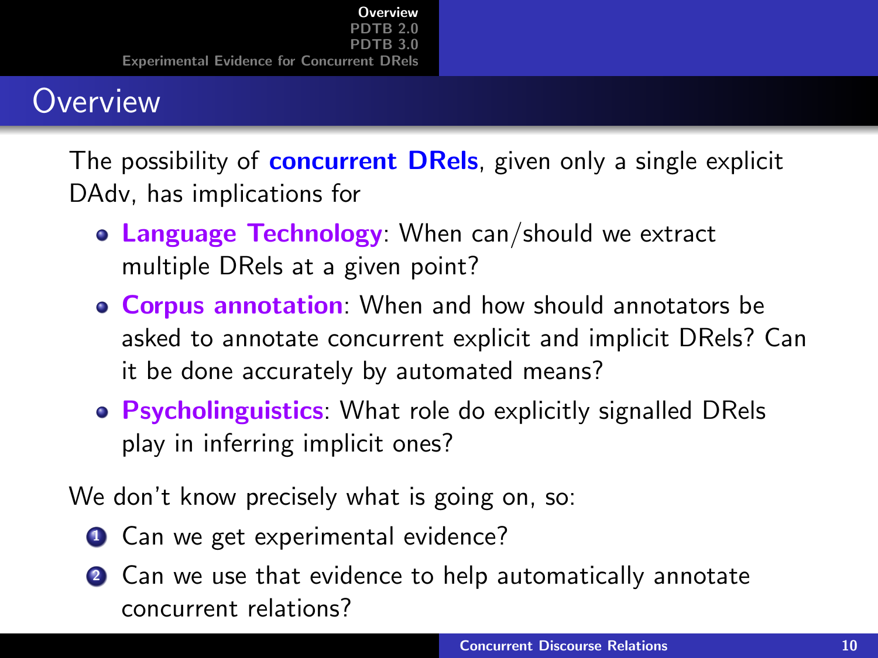# Overview

The possibility of **concurrent DRels**, given only a single explicit DAdv, has implications for

- **Language Technology**: When can/should we extract multiple DRels at a given point?
- **Corpus annotation**: When and how should annotators be asked to annotate concurrent explicit and implicit DRels? Can it be done accurately by automated means?
- **Psycholinguistics**: What role do explicitly signalled DRels play in inferring implicit ones?

We don't know precisely what is going on, so:

1. Can we get experimental evidence?
2. Can we use that evidence to help automatically annotate concurrent relations?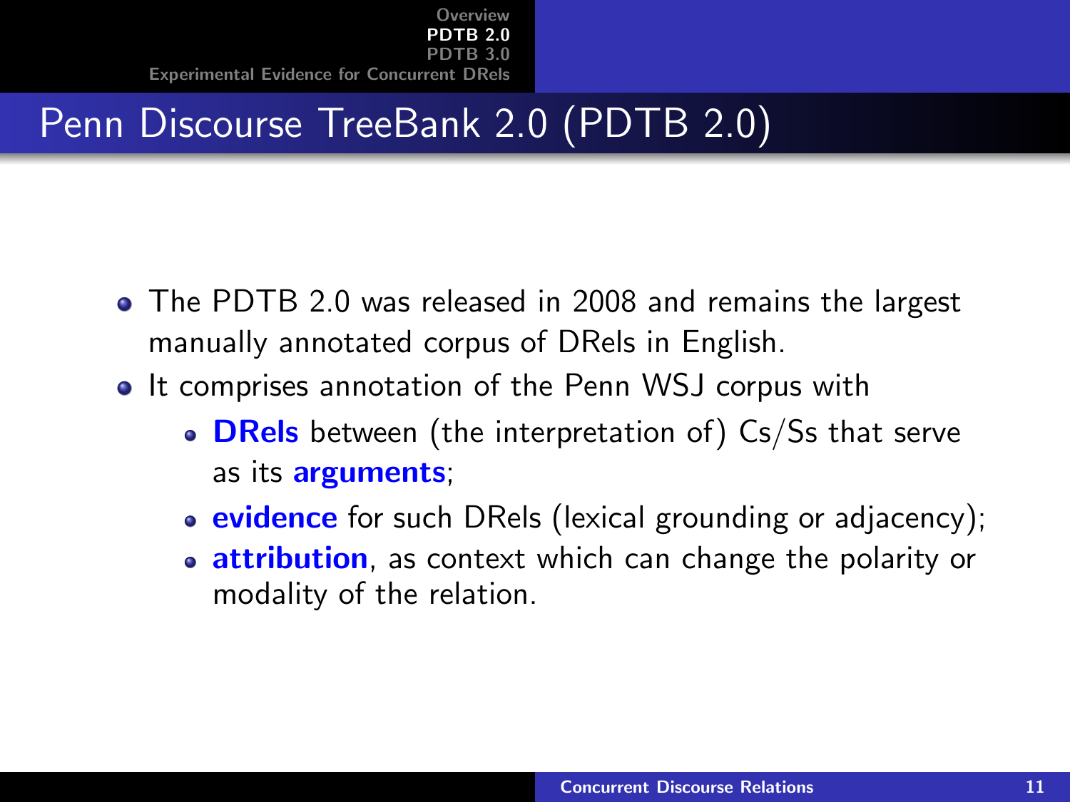# Penn Discourse TreeBank 2.0 (PDTB 2.0)

- The PDTB 2.0 was released in 2008 and remains the largest manually annotated corpus of DRels in English.
- It comprises annotation of the Penn WSJ corpus with
  - **DRels** between (the interpretation of) Cs/Ss that serve as its **arguments**;
  - **evidence** for such DRels (lexical grounding or adjacency);
  - **attribution**, as context which can change the polarity or modality of the relation.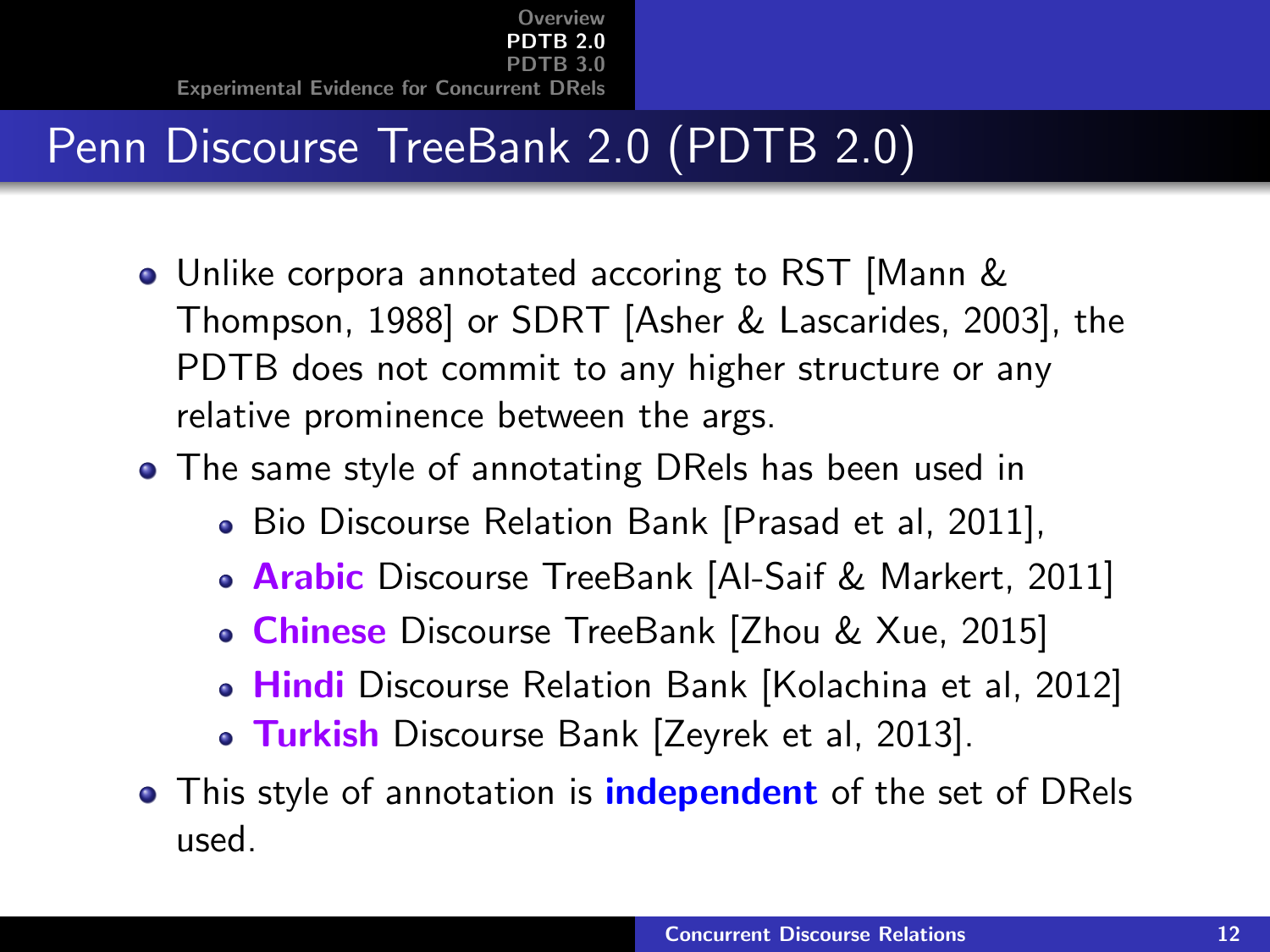# Penn Discourse TreeBank 2.0 (PDTB 2.0)

- Unlike corpora annotated accoring to RST [Mann & Thompson, 1988] or SDRT [Asher & Lascarides, 2003], the PDTB does not commit to any higher structure or any relative prominence between the args.
- The same style of annotating DRels has been used in
  - Bio Discourse Relation Bank [Prasad et al, 2011],
  - **Arabic** Discourse TreeBank [Al-Saif & Markert, 2011]
  - **Chinese** Discourse TreeBank [Zhou & Xue, 2015]
  - **Hindi** Discourse Relation Bank [Kolachina et al, 2012]
  - **Turkish** Discourse Bank [Zeyrek et al, 2013].
- This style of annotation is **independent** of the set of DRels used.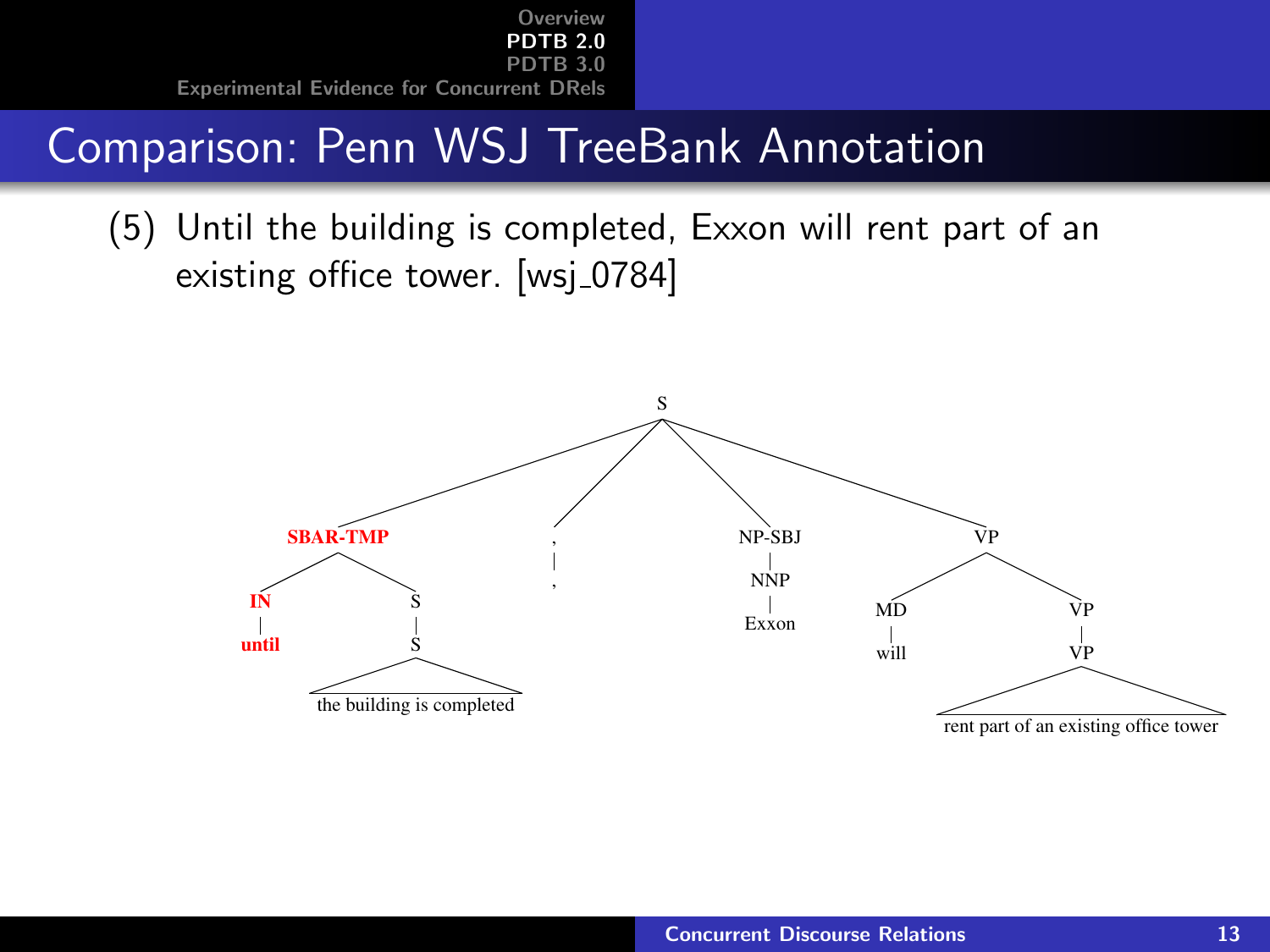# Comparison: Penn WSJ TreeBank Annotation

(5) Until the building is completed, Exxon will rent part of an existing office tower. [wsj_0784]

```
S
├── SBAR-TMP
│   ├── IN
│   │   └── until
│   └── S
│       └── S
│           └── the building is completed
├── ,
│   └── ,
├── NP-SBJ
│   └── NNP
│       └── Exxon
└── VP
    ├── MD
    │   └── will
    └── VP
        └── VP
            └── rent part of an existing office tower
```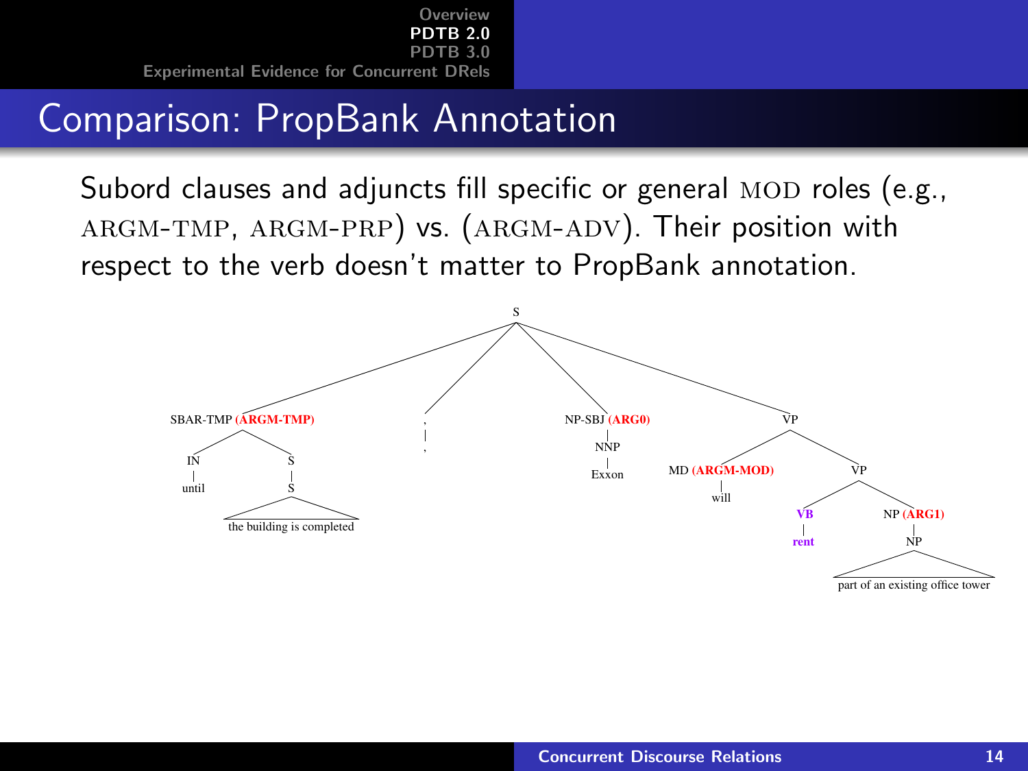# Comparison: PropBank Annotation

Subord clauses and adjuncts fill specific or general MOD roles (e.g., ARGM-TMP, ARGM-PRP) vs. (ARGM-ADV). Their position with respect to the verb doesn't matter to PropBank annotation.

```
S
├── SBAR-TMP (ARGM-TMP)
│   ├── IN
│   │   └── until
│   └── S
│       └── S
│           └── the building is completed
├── ,
│   └── ,
├── NP-SBJ (ARG0)
│   └── NNP
│       └── Exxon
└── VP
    ├── MD (ARGM-MOD)
    │   └── will
    └── VP
        ├── VB
        │   └── rent
        └── NP (ARG1)
            └── NP
                └── part of an existing office tower
```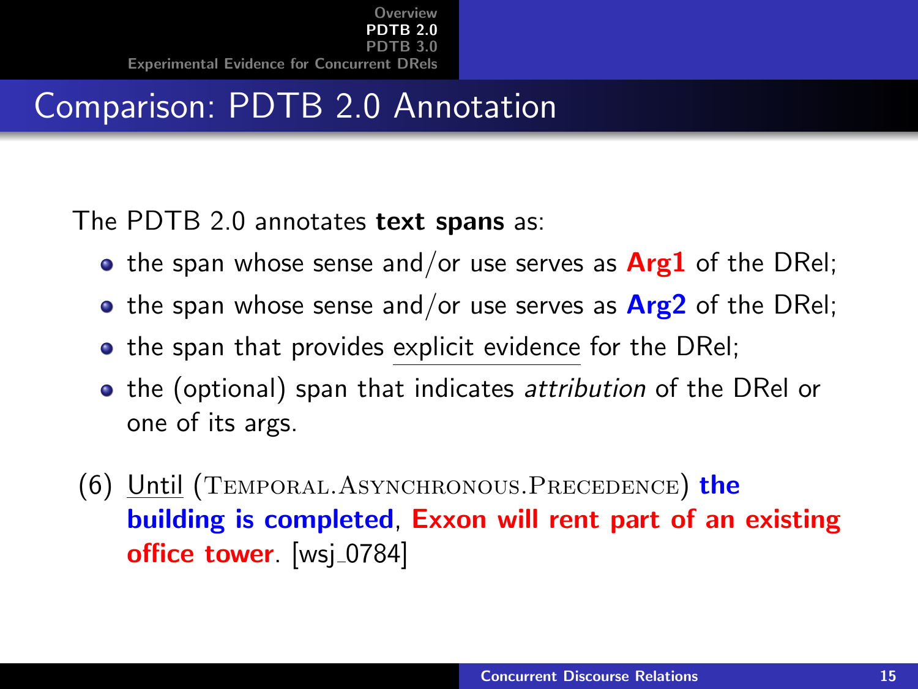## Comparison: PDTB 2.0 Annotation

The PDTB 2.0 annotates **text spans** as:

- the span whose sense and/or use serves as **Arg1** of the DRel;
- the span whose sense and/or use serves as **Arg2** of the DRel;
- the span that provides <u>explicit evidence</u> for the DRel;
- the (optional) span that indicates *attribution* of the DRel or one of its args.

(6) <u>Until</u> (TEMPORAL.ASYNCHRONOUS.PRECEDENCE) **the building is completed**, **Exxon will rent part of an existing office tower**. [wsj_0784]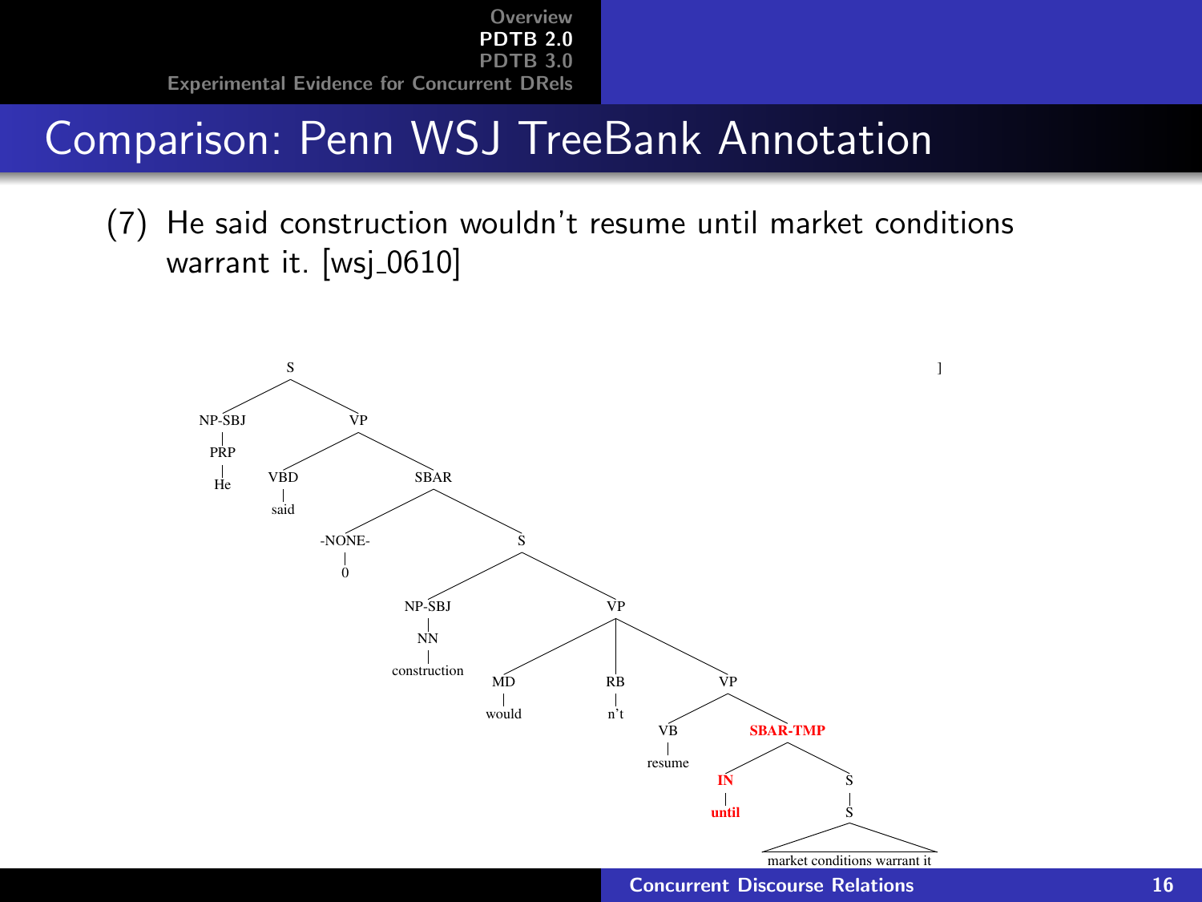# Comparison: Penn WSJ TreeBank Annotation

(7) He said construction wouldn't resume until market conditions warrant it. [wsj_0610]

```
(S
  (NP-SBJ (PRP He))
  (VP (VBD said)
    (SBAR (-NONE- 0)
      (S
        (NP-SBJ (NN construction))
        (VP (MD would)
          (RB n't)
          (VP (VB resume)
            (SBAR-TMP (IN until)
              (S
                (S market conditions warrant it))))))))) ]
```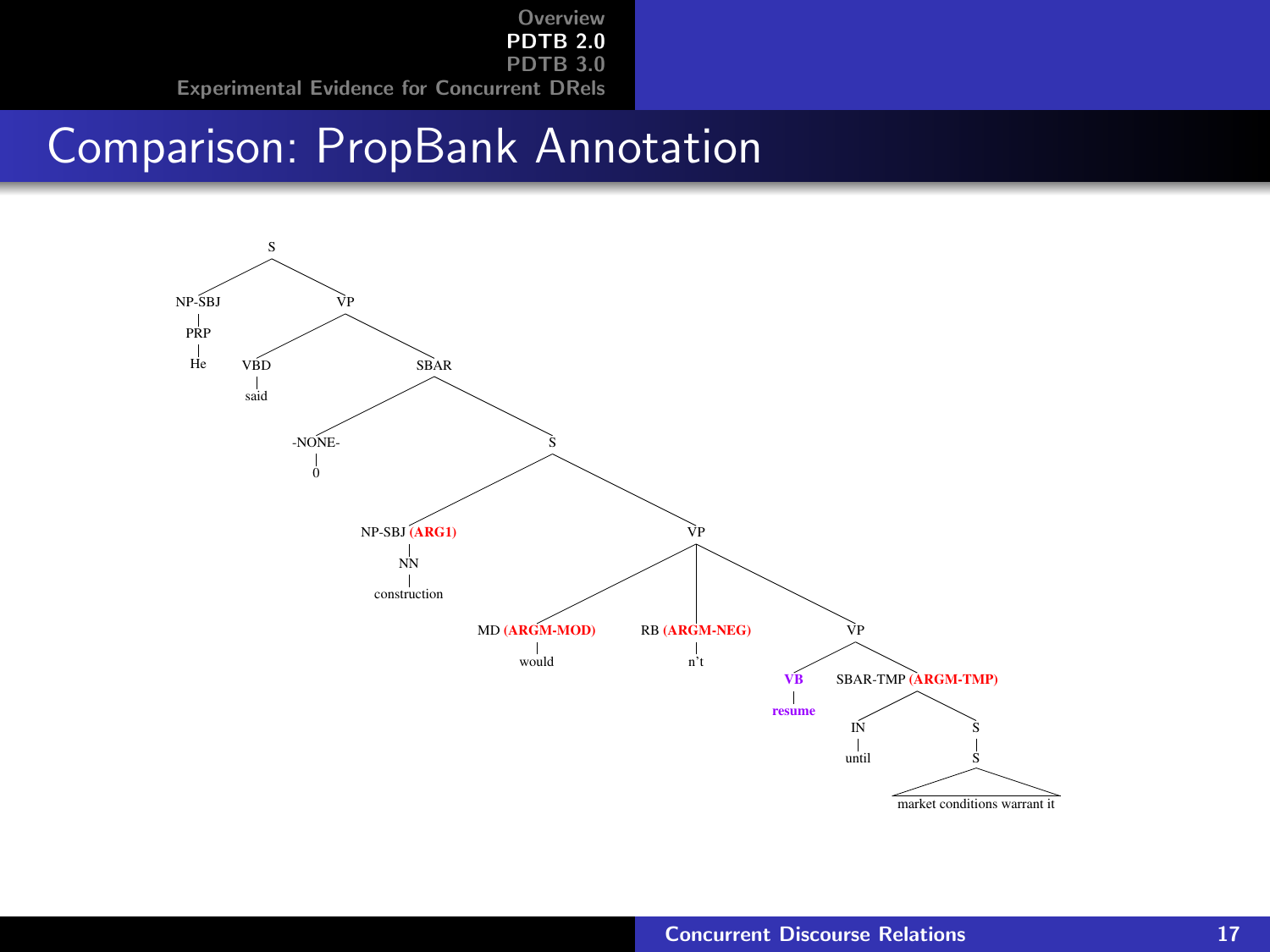# Comparison: PropBank Annotation

```
S
├── NP-SBJ
│   └── PRP
│       └── He
└── VP
    ├── VBD
    │   └── said
    └── SBAR
        ├── -NONE-
        │   └── 0
        └── S
            ├── NP-SBJ (ARG1)
            │   └── NN
            │       └── construction
            └── VP
                ├── MD (ARGM-MOD)
                │   └── would
                ├── RB (ARGM-NEG)
                │   └── n't
                └── VP
                    ├── VB
                    │   └── resume
                    └── SBAR-TMP (ARGM-TMP)
                        ├── IN
                        │   └── until
                        └── S
                            └── S
                                └── market conditions warrant it
```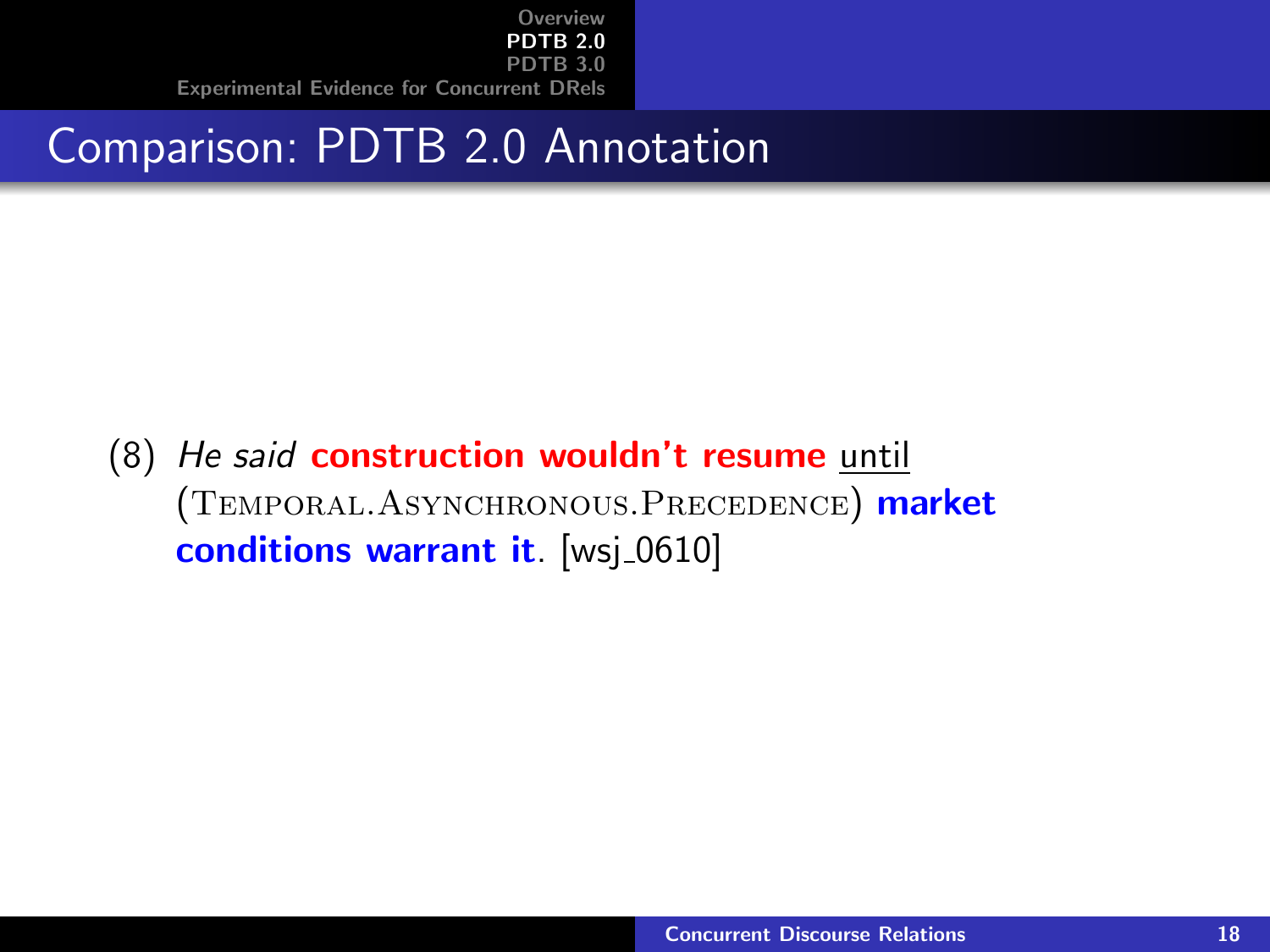# Comparison: PDTB 2.0 Annotation

(8) *He said* **construction wouldn't resume** <u>until</u> (TEMPORAL.ASYNCHRONOUS.PRECEDENCE) **market conditions warrant it**. [wsj_0610]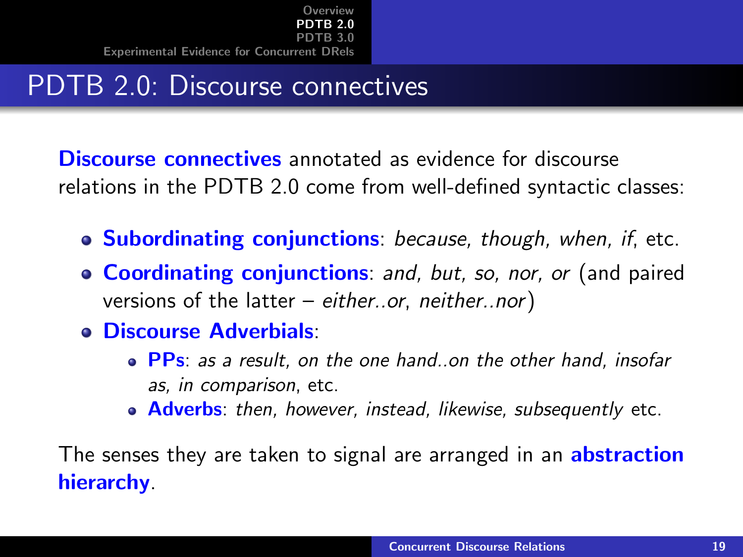# PDTB 2.0: Discourse connectives

**Discourse connectives** annotated as evidence for discourse relations in the PDTB 2.0 come from well-defined syntactic classes:

- **Subordinating conjunctions**: *because*, *though*, *when*, *if*, etc.
- **Coordinating conjunctions**: *and*, *but*, *so*, *nor*, *or* (and paired versions of the latter – *either..or*, *neither..nor*)
- **Discourse Adverbials**:
  - **PPs**: *as a result*, *on the one hand..on the other hand*, *insofar as*, *in comparison*, etc.
  - **Adverbs**: *then*, *however*, *instead*, *likewise*, *subsequently* etc.

The senses they are taken to signal are arranged in an **abstraction hierarchy**.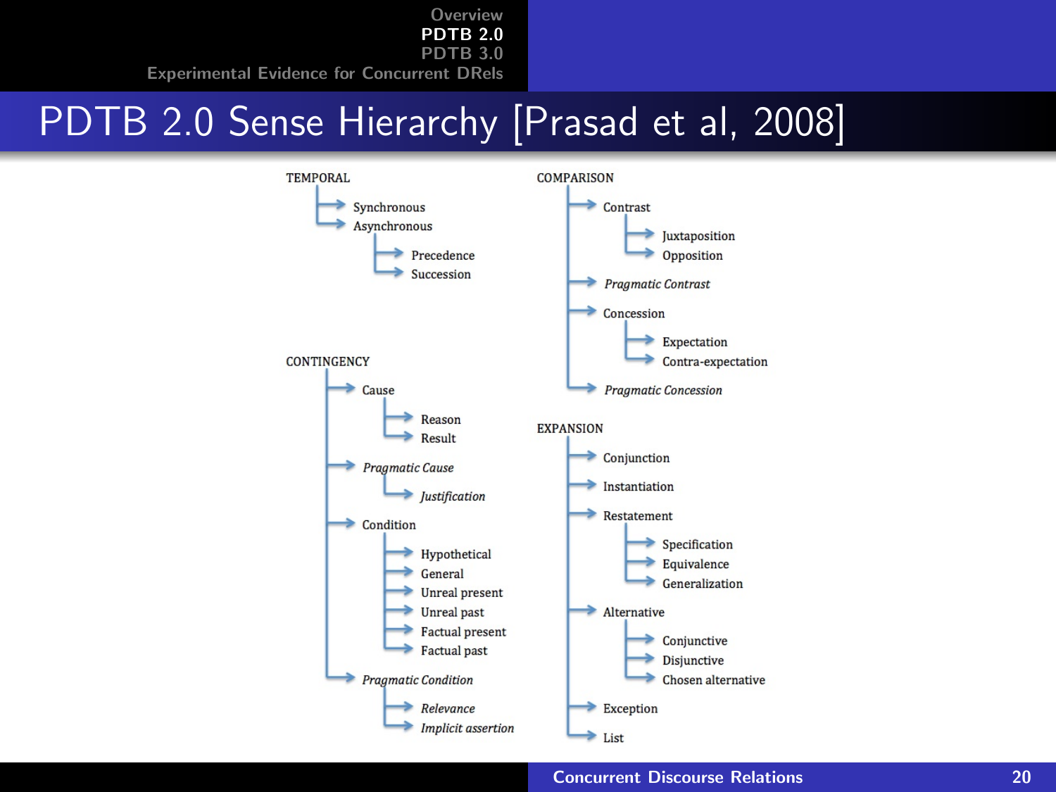# PDTB 2.0 Sense Hierarchy [Prasad et al, 2008]

- TEMPORAL
  - Synchronous
  - Asynchronous
    - Precedence
    - Succession
- CONTINGENCY
  - Cause
    - Reason
    - Result
  - *Pragmatic Cause*
    - *Justification*
  - Condition
    - Hypothetical
    - General
    - Unreal present
    - Unreal past
    - Factual present
    - Factual past
  - *Pragmatic Condition*
    - *Relevance*
    - *Implicit assertion*
- COMPARISON
  - Contrast
    - Juxtaposition
    - Opposition
  - *Pragmatic Contrast*
  - Concession
    - Expectation
    - Contra-expectation
  - *Pragmatic Concession*
- EXPANSION
  - Conjunction
  - Instantiation
  - Restatement
    - Specification
    - Equivalence
    - Generalization
  - Alternative
    - Conjunctive
    - Disjunctive
    - Chosen alternative
  - Exception
  - List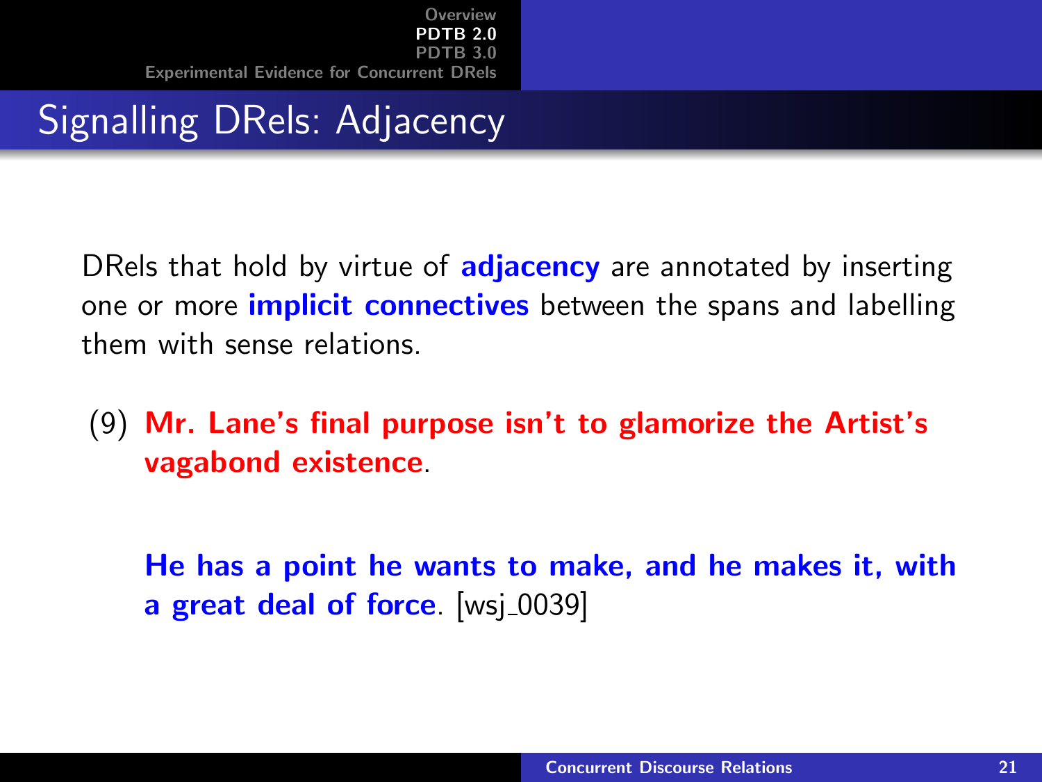# Signalling DRels: Adjacency

DRels that hold by virtue of **adjacency** are annotated by inserting one or more **implicit connectives** between the spans and labelling them with sense relations.

(9) **Mr. Lane's final purpose isn't to glamorize the Artist's vagabond existence**.

**He has a point he wants to make, and he makes it, with a great deal of force**. [wsj_0039]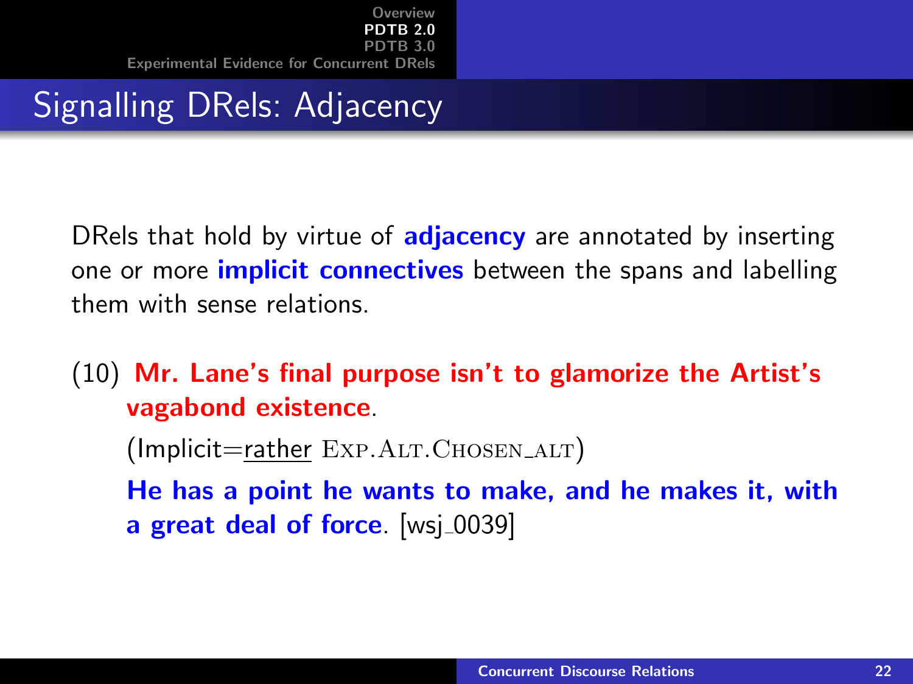# Signalling DRels: Adjacency

DRels that hold by virtue of **adjacency** are annotated by inserting one or more **implicit connectives** between the spans and labelling them with sense relations.

(10) **Mr. Lane's final purpose isn't to glamorize the Artist's vagabond existence**.

(Implicit=rather EXP.ALT.CHOSEN_ALT)

**He has a point he wants to make, and he makes it, with a great deal of force**. [wsj_0039]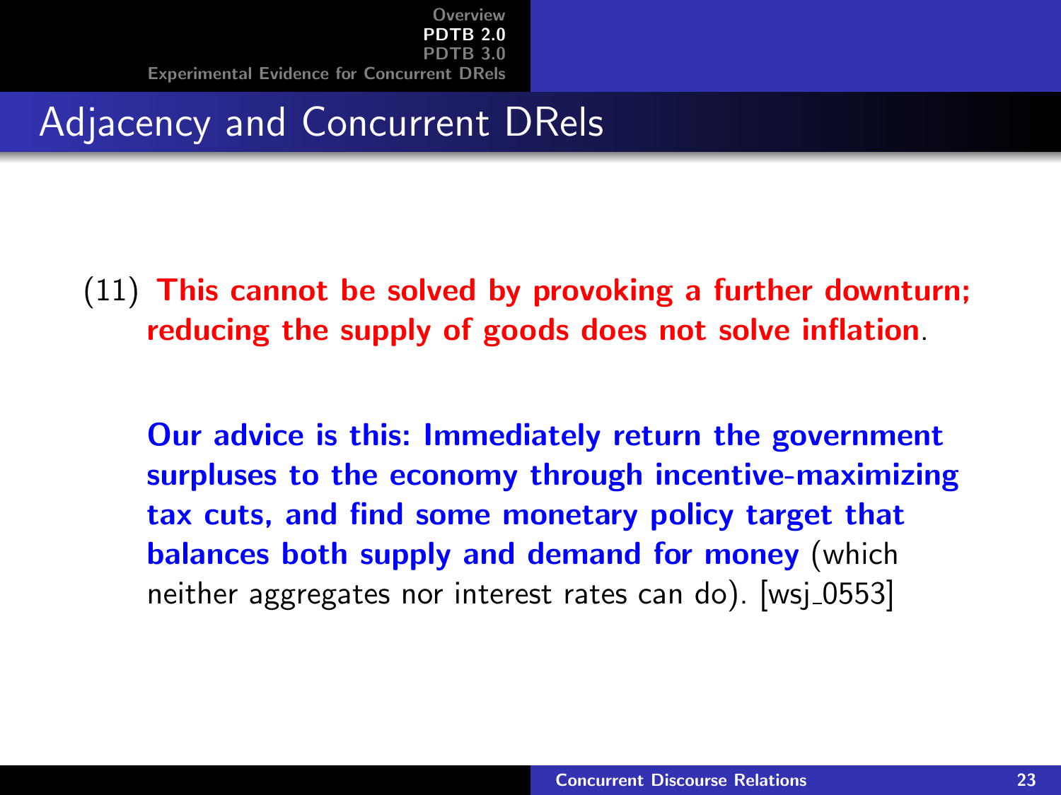# Adjacency and Concurrent DRels

(11) **This cannot be solved by provoking a further downturn; reducing the supply of goods does not solve inflation**.

**Our advice is this: Immediately return the government surpluses to the economy through incentive-maximizing tax cuts, and find some monetary policy target that balances both supply and demand for money** (which neither aggregates nor interest rates can do). [wsj_0553]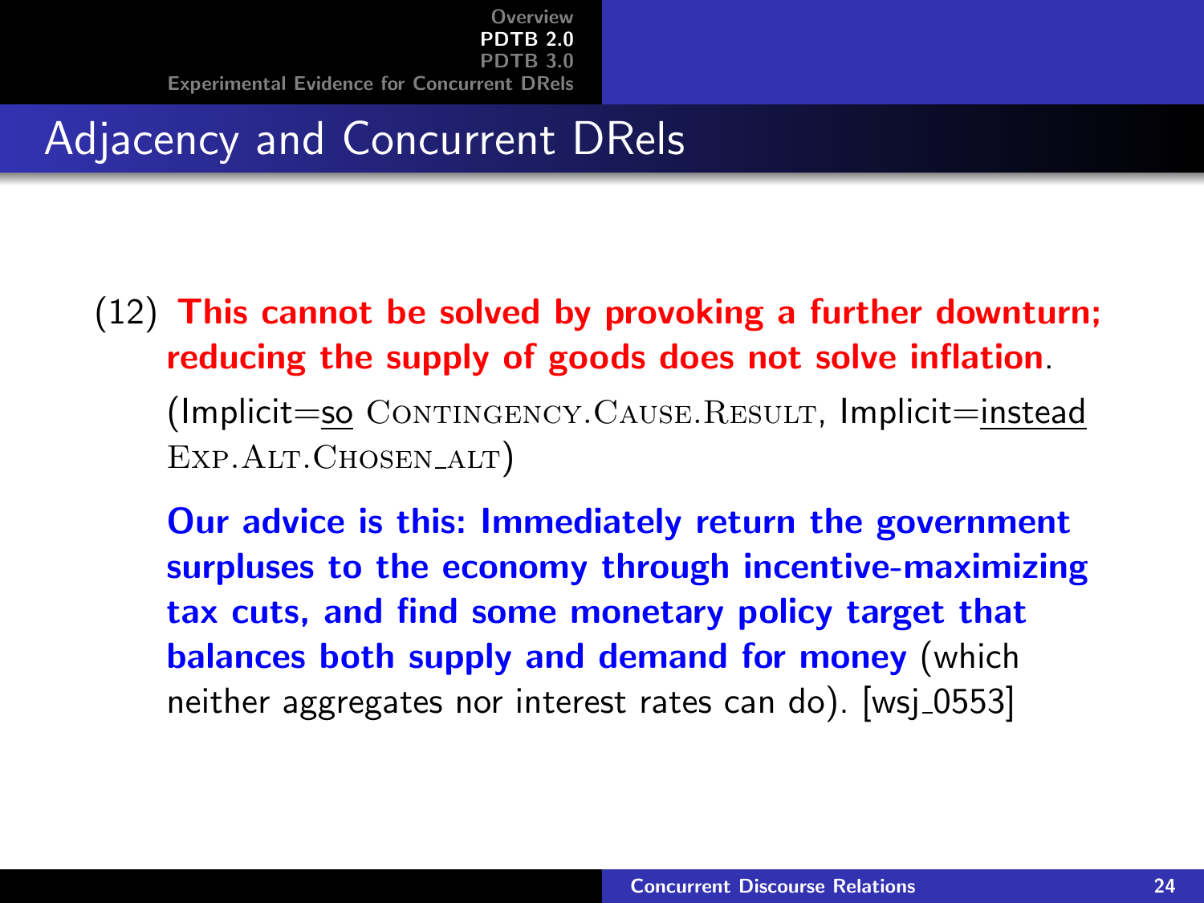## Adjacency and Concurrent DRels

(12) **This cannot be solved by provoking a further downturn; reducing the supply of goods does not solve inflation**.

(Implicit=<u>so</u> CONTINGENCY.CAUSE.RESULT, Implicit=<u>instead</u> EXP.ALT.CHOSEN_ALT)

**Our advice is this: Immediately return the government surpluses to the economy through incentive-maximizing tax cuts, and find some monetary policy target that balances both supply and demand for money** (which neither aggregates nor interest rates can do). [wsj_0553]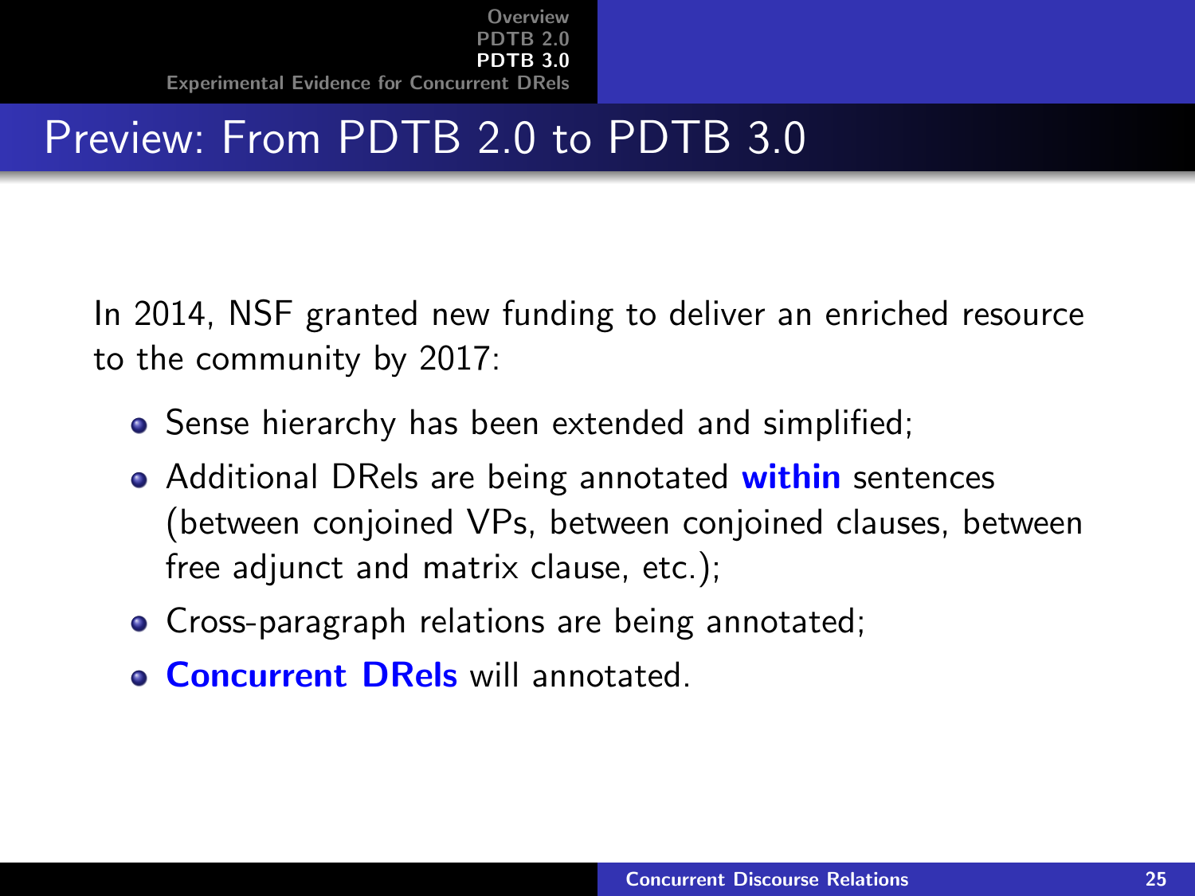# Preview: From PDTB 2.0 to PDTB 3.0

In 2014, NSF granted new funding to deliver an enriched resource to the community by 2017:

- Sense hierarchy has been extended and simplified;
- Additional DRels are being annotated **within** sentences (between conjoined VPs, between conjoined clauses, between free adjunct and matrix clause, etc.);
- Cross-paragraph relations are being annotated;
- **Concurrent DRels** will annotated.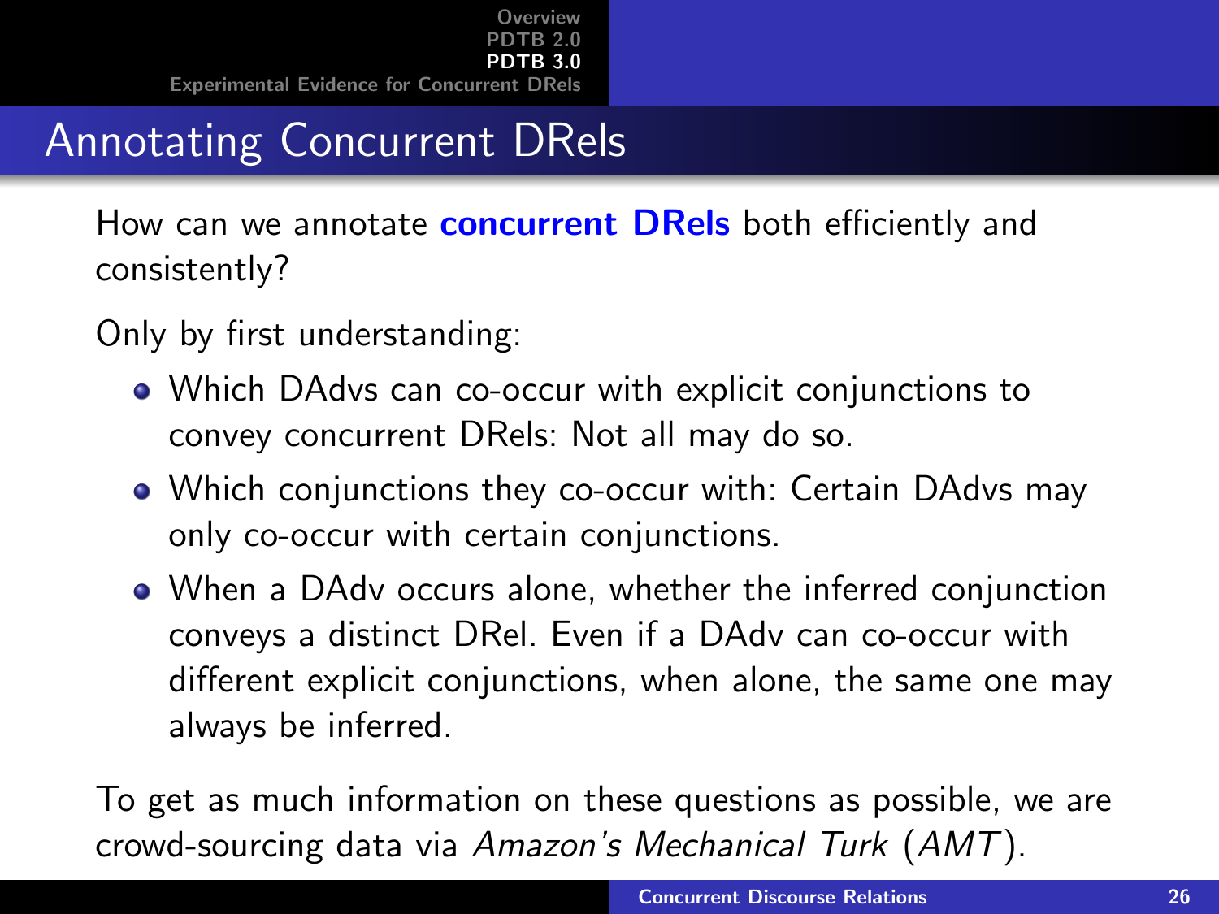# Annotating Concurrent DRels

How can we annotate **concurrent DRels** both efficiently and consistently?

Only by first understanding:

- Which DAdvs can co-occur with explicit conjunctions to convey concurrent DRels: Not all may do so.
- Which conjunctions they co-occur with: Certain DAdvs may only co-occur with certain conjunctions.
- When a DAdv occurs alone, whether the inferred conjunction conveys a distinct DRel. Even if a DAdv can co-occur with different explicit conjunctions, when alone, the same one may always be inferred.

To get as much information on these questions as possible, we are crowd-sourcing data via *Amazon's Mechanical Turk* (*AMT*).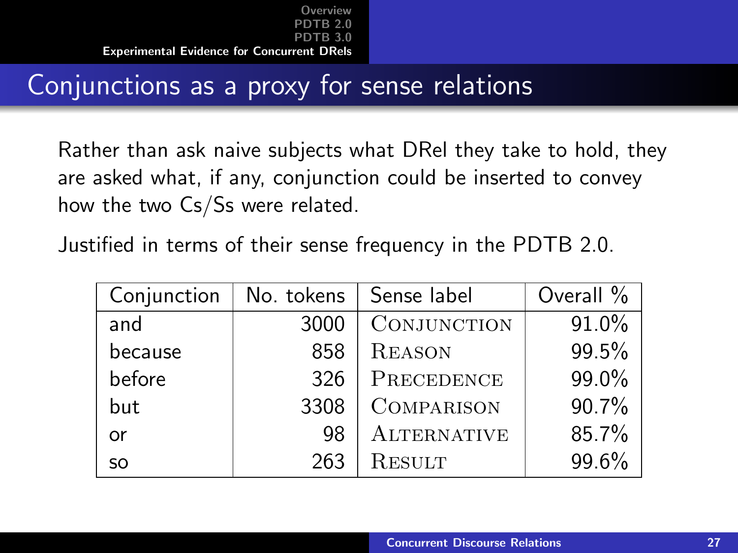# Conjunctions as a proxy for sense relations

Rather than ask naive subjects what DRel they take to hold, they are asked what, if any, conjunction could be inserted to convey how the two Cs/Ss were related.

Justified in terms of their sense frequency in the PDTB 2.0.

| Conjunction | No. tokens | Sense label | Overall % |
|---|---:|---|---:|
| and | 3000 | CONJUNCTION | 91.0% |
| because | 858 | REASON | 99.5% |
| before | 326 | PRECEDENCE | 99.0% |
| but | 3308 | COMPARISON | 90.7% |
| or | 98 | ALTERNATIVE | 85.7% |
| so | 263 | RESULT | 99.6% |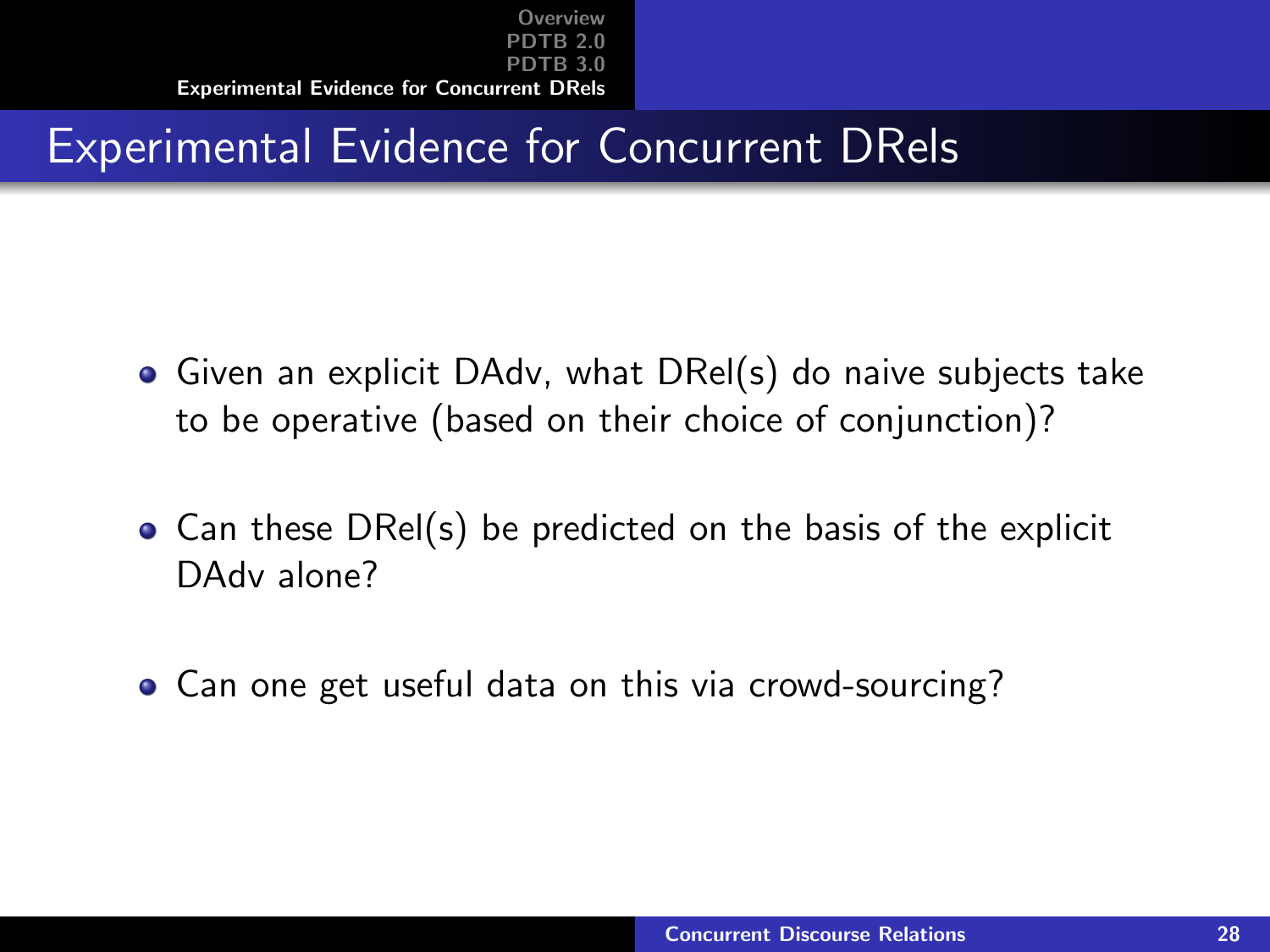# Experimental Evidence for Concurrent DRels

- Given an explicit DAdv, what DRel(s) do naive subjects take to be operative (based on their choice of conjunction)?
- Can these DRel(s) be predicted on the basis of the explicit DAdv alone?
- Can one get useful data on this via crowd-sourcing?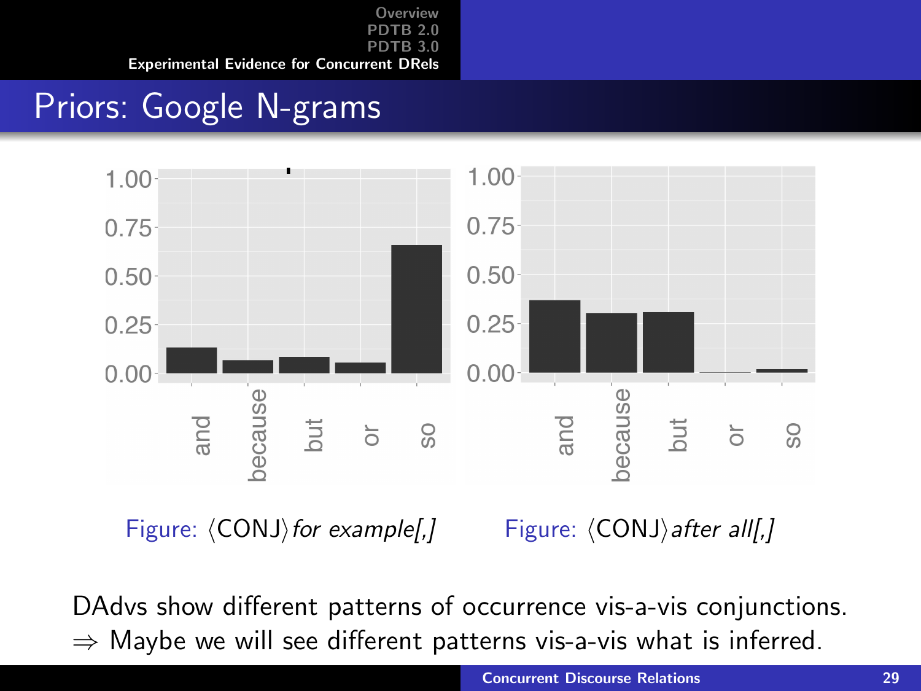## Priors: Google N-grams

Figure: ⟨CONJ⟩ *for example[,]*

Figure: ⟨CONJ⟩ *after all[,]*

DAdvs show different patterns of occurrence vis-a-vis conjunctions.
$\Rightarrow$ Maybe we will see different patterns vis-a-vis what is inferred.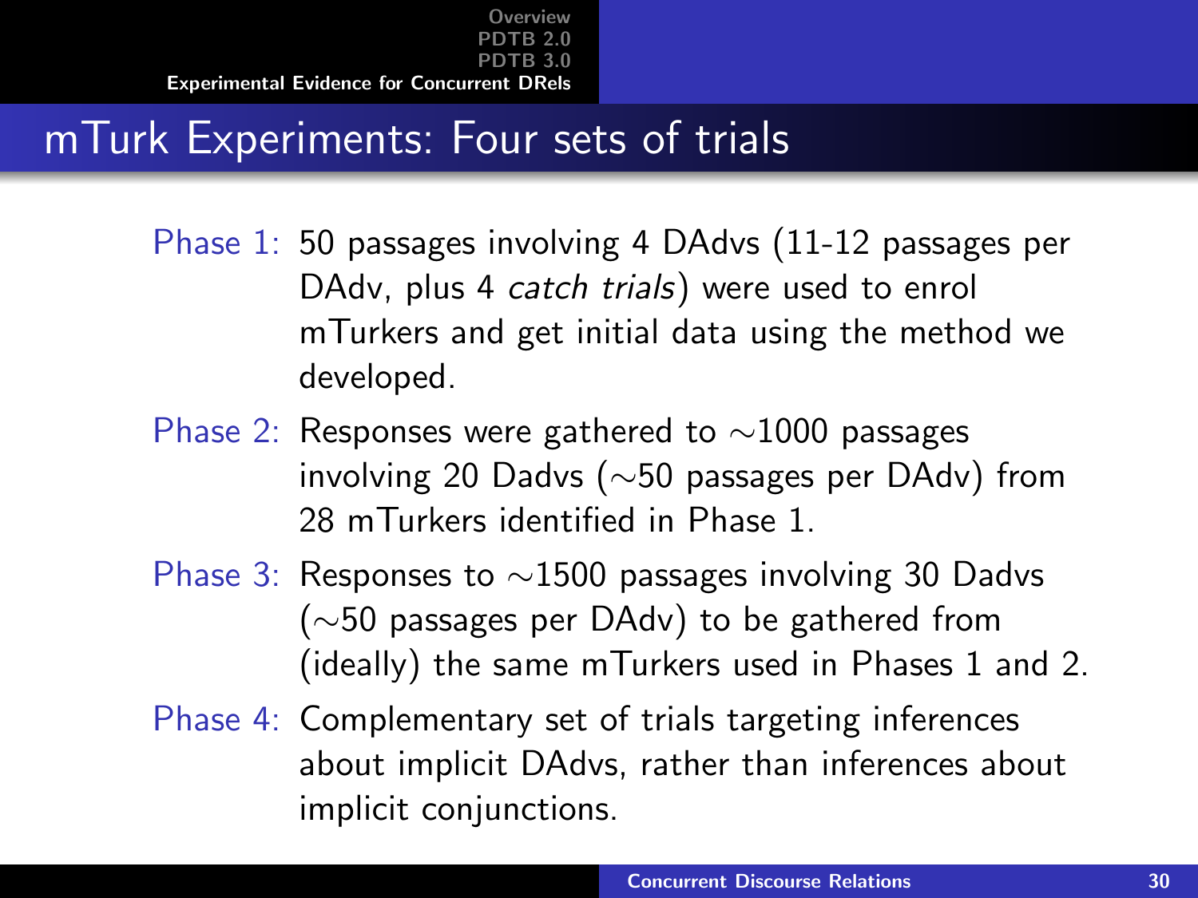## mTurk Experiments: Four sets of trials

Phase 1: 50 passages involving 4 DAdvs (11-12 passages per DAdv, plus 4 *catch trials*) were used to enrol mTurkers and get initial data using the method we developed.

Phase 2: Responses were gathered to ∼1000 passages involving 20 Dadvs (∼50 passages per DAdv) from 28 mTurkers identified in Phase 1.

Phase 3: Responses to ∼1500 passages involving 30 Dadvs (∼50 passages per DAdv) to be gathered from (ideally) the same mTurkers used in Phases 1 and 2.

Phase 4: Complementary set of trials targeting inferences about implicit DAdvs, rather than inferences about implicit conjunctions.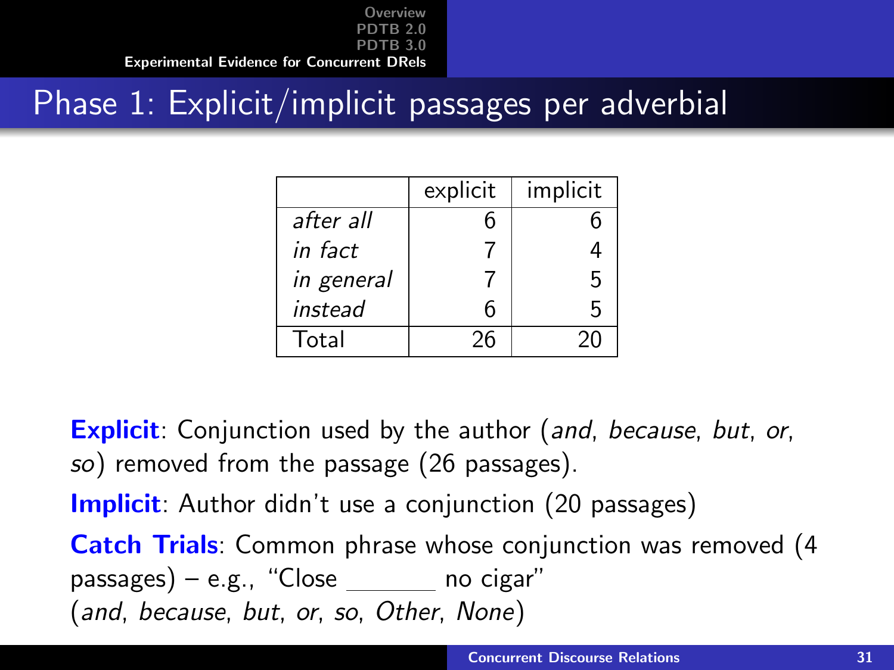## Phase 1: Explicit/implicit passages per adverbial

| | explicit | implicit |
|---|---|---|
| *after all* | 6 | 6 |
| *in fact* | 7 | 4 |
| *in general* | 7 | 5 |
| *instead* | 6 | 5 |
| Total | 26 | 20 |

**Explicit**: Conjunction used by the author (*and*, *because*, *but*, *or*, *so*) removed from the passage (26 passages).

**Implicit**: Author didn't use a conjunction (20 passages)

**Catch Trials**: Common phrase whose conjunction was removed (4 passages) – e.g., "Close _______ no cigar"
(*and*, *because*, *but*, *or*, *so*, *Other*, *None*)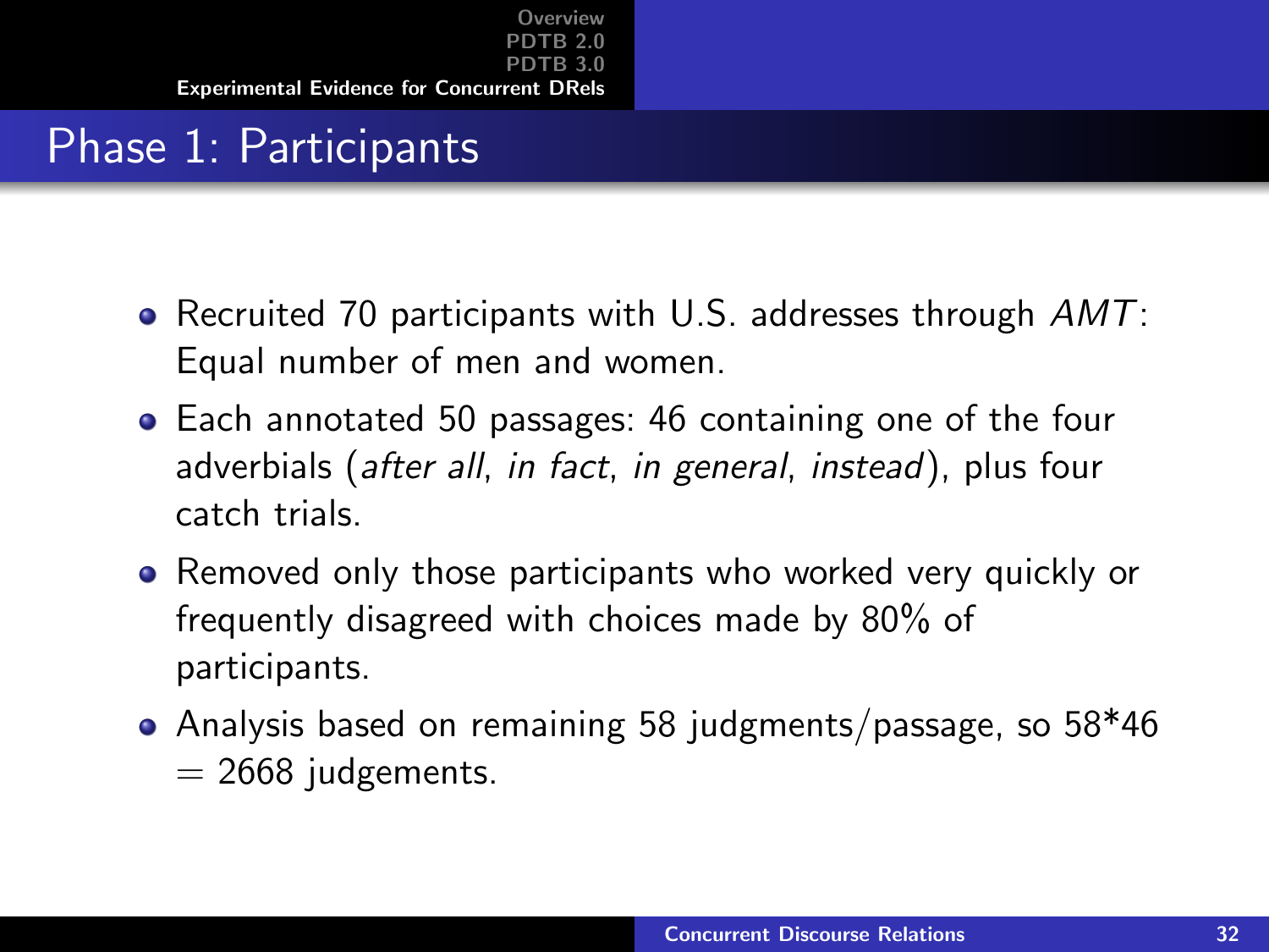## Phase 1: Participants

- Recruited 70 participants with U.S. addresses through *AMT*: Equal number of men and women.
- Each annotated 50 passages: 46 containing one of the four adverbials (*after all*, *in fact*, *in general*, *instead*), plus four catch trials.
- Removed only those participants who worked very quickly or frequently disagreed with choices made by 80% of participants.
- Analysis based on remaining 58 judgments/passage, so 58*46 = 2668 judgements.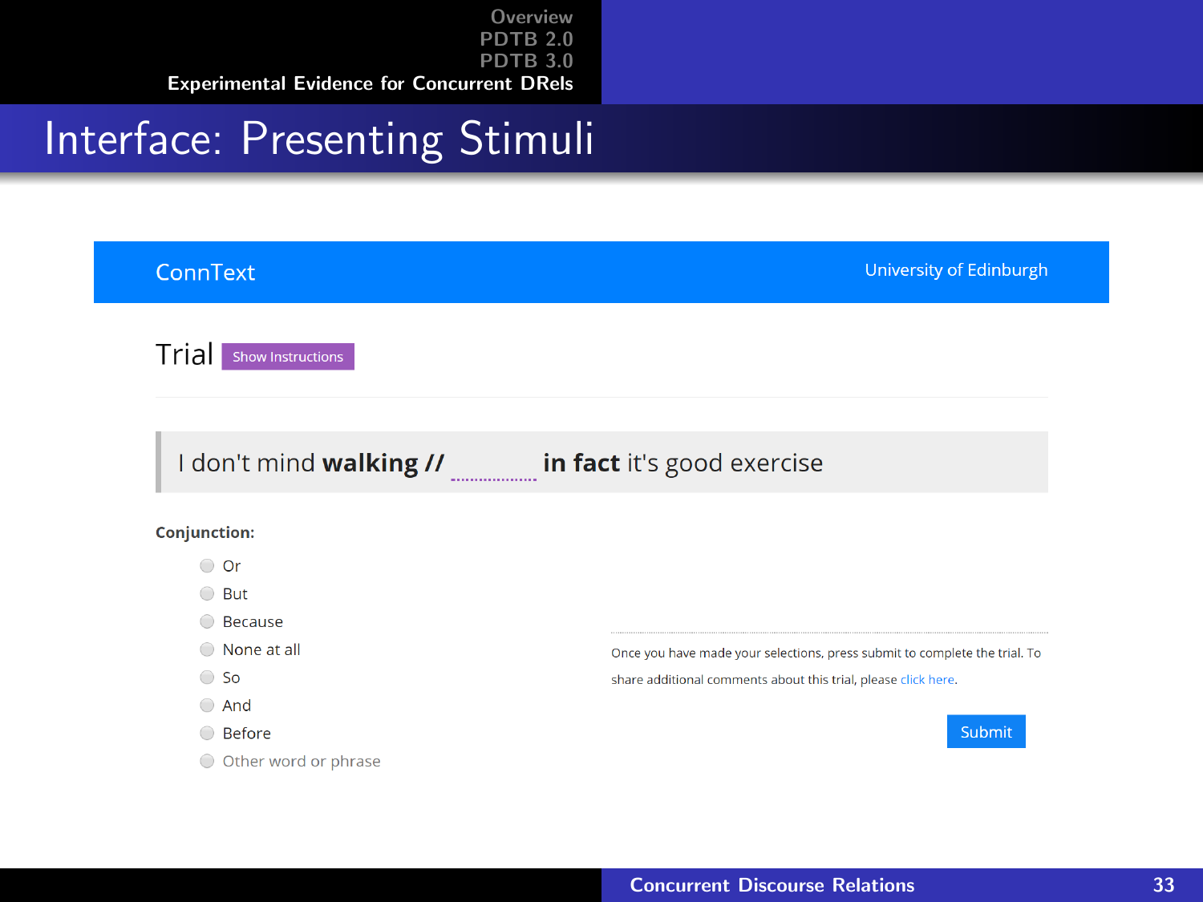# Interface: Presenting Stimuli

ConnText University of Edinburgh

## Trial

Show Instructions

I don't mind **walking //** .............. **in fact** it's good exercise

**Conjunction:**

- Or
- But
- Because
- None at all
- So
- And
- Before
- Other word or phrase

Once you have made your selections, press submit to complete the trial. To share additional comments about this trial, please click here.

Submit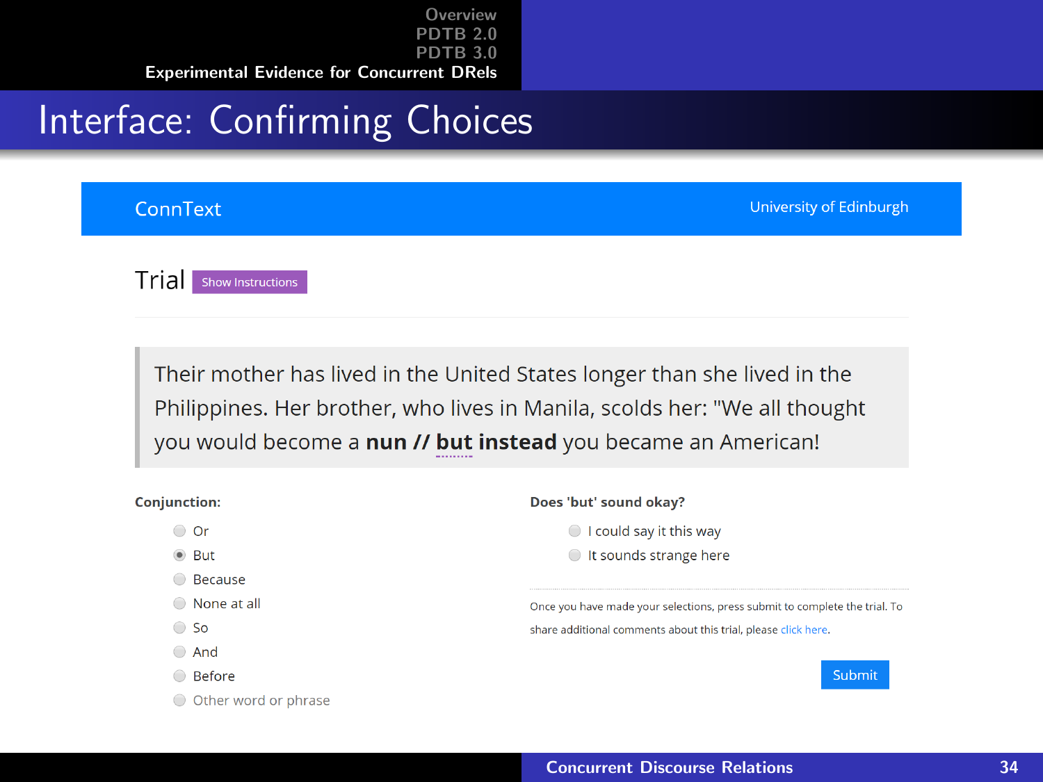# Interface: Confirming Choices

ConnText — University of Edinburgh

## Trial

Show Instructions

> Their mother has lived in the United States longer than she lived in the Philippines. Her brother, who lives in Manila, scolds her: "We all thought you would become a **nun // but instead** you became an American!

**Conjunction:**

- ○ Or
- ◉ But
- ○ Because
- ○ None at all
- ○ So
- ○ And
- ○ Before
- ○ Other word or phrase

**Does 'but' sound okay?**

- ○ I could say it this way
- ○ It sounds strange here

Once you have made your selections, press submit to complete the trial. To share additional comments about this trial, please click here.

Submit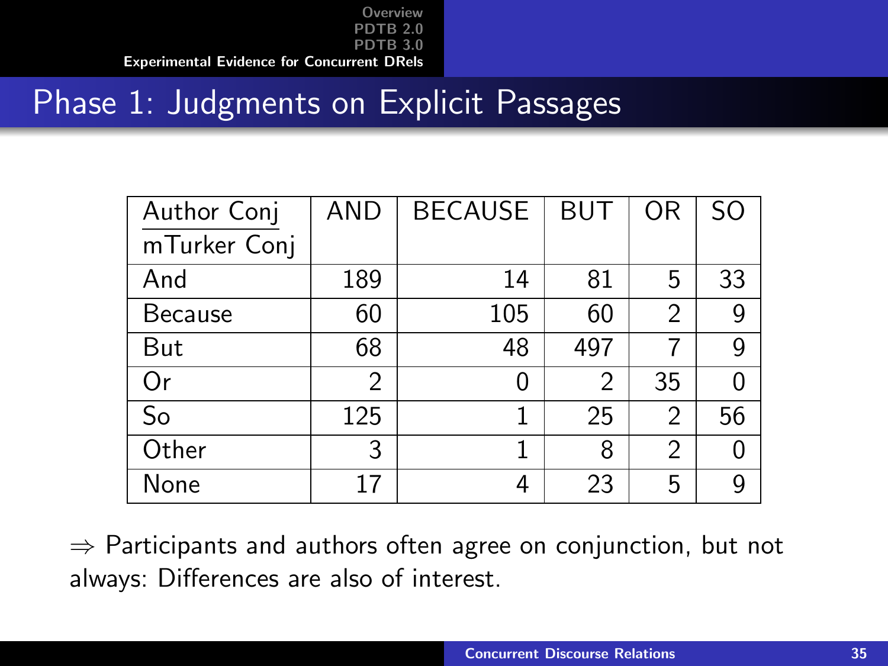## Phase 1: Judgments on Explicit Passages

| Author Conj / mTurker Conj | AND | BECAUSE | BUT | OR | SO |
|---|---|---|---|---|---|
| And | 189 | 14 | 81 | 5 | 33 |
| Because | 60 | 105 | 60 | 2 | 9 |
| But | 68 | 48 | 497 | 7 | 9 |
| Or | 2 | 0 | 2 | 35 | 0 |
| So | 125 | 1 | 25 | 2 | 56 |
| Other | 3 | 1 | 8 | 2 | 0 |
| None | 17 | 4 | 23 | 5 | 9 |

$\Rightarrow$ Participants and authors often agree on conjunction, but not always: Differences are also of interest.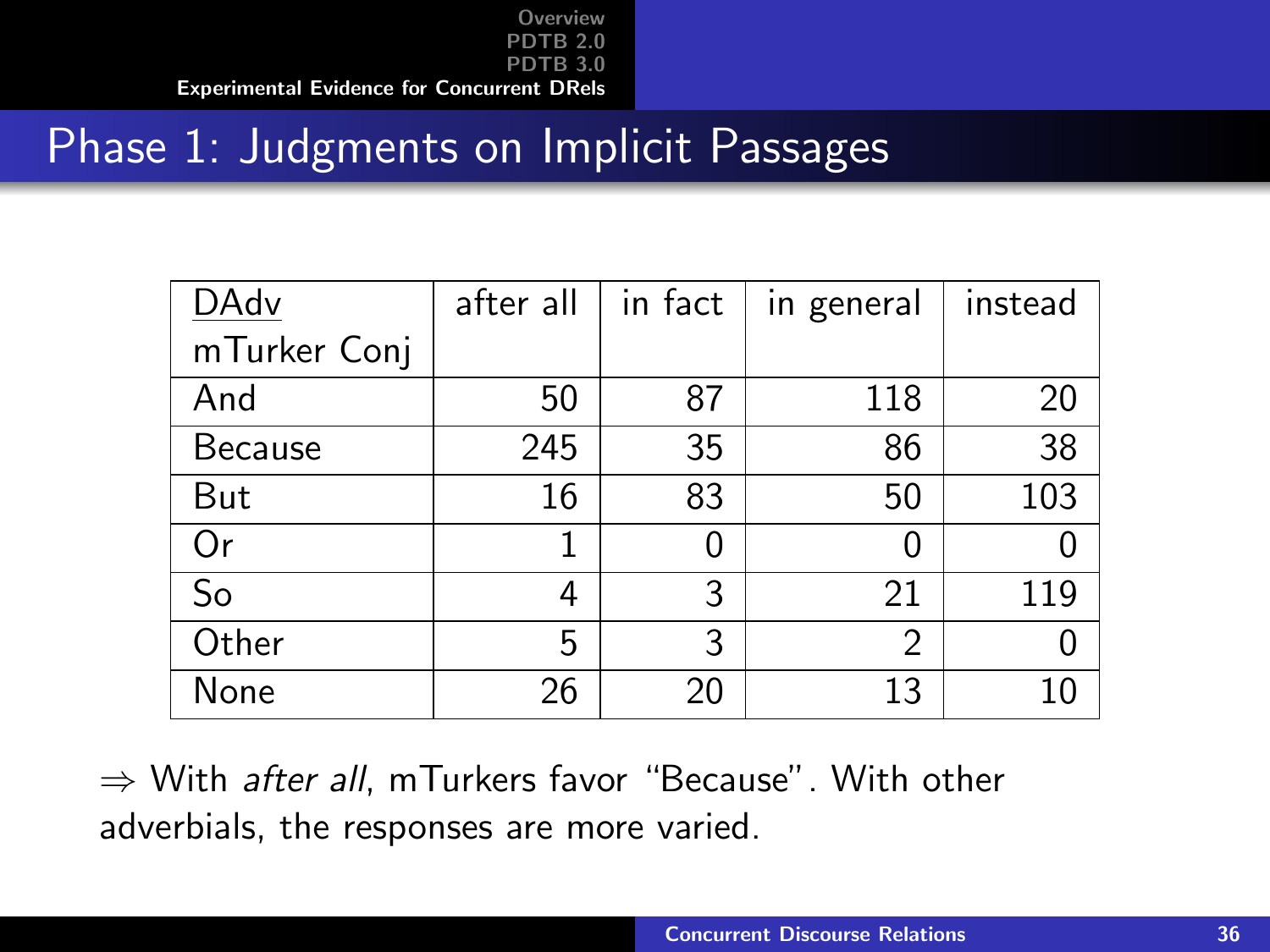# Phase 1: Judgments on Implicit Passages

| DAdv / mTurker Conj | after all | in fact | in general | instead |
|---|---|---|---|---|
| And | 50 | 87 | 118 | 20 |
| Because | 245 | 35 | 86 | 38 |
| But | 16 | 83 | 50 | 103 |
| Or | 1 | 0 | 0 | 0 |
| So | 4 | 3 | 21 | 119 |
| Other | 5 | 3 | 2 | 0 |
| None | 26 | 20 | 13 | 10 |

$\Rightarrow$ With *after all*, mTurkers favor "Because". With other adverbials, the responses are more varied.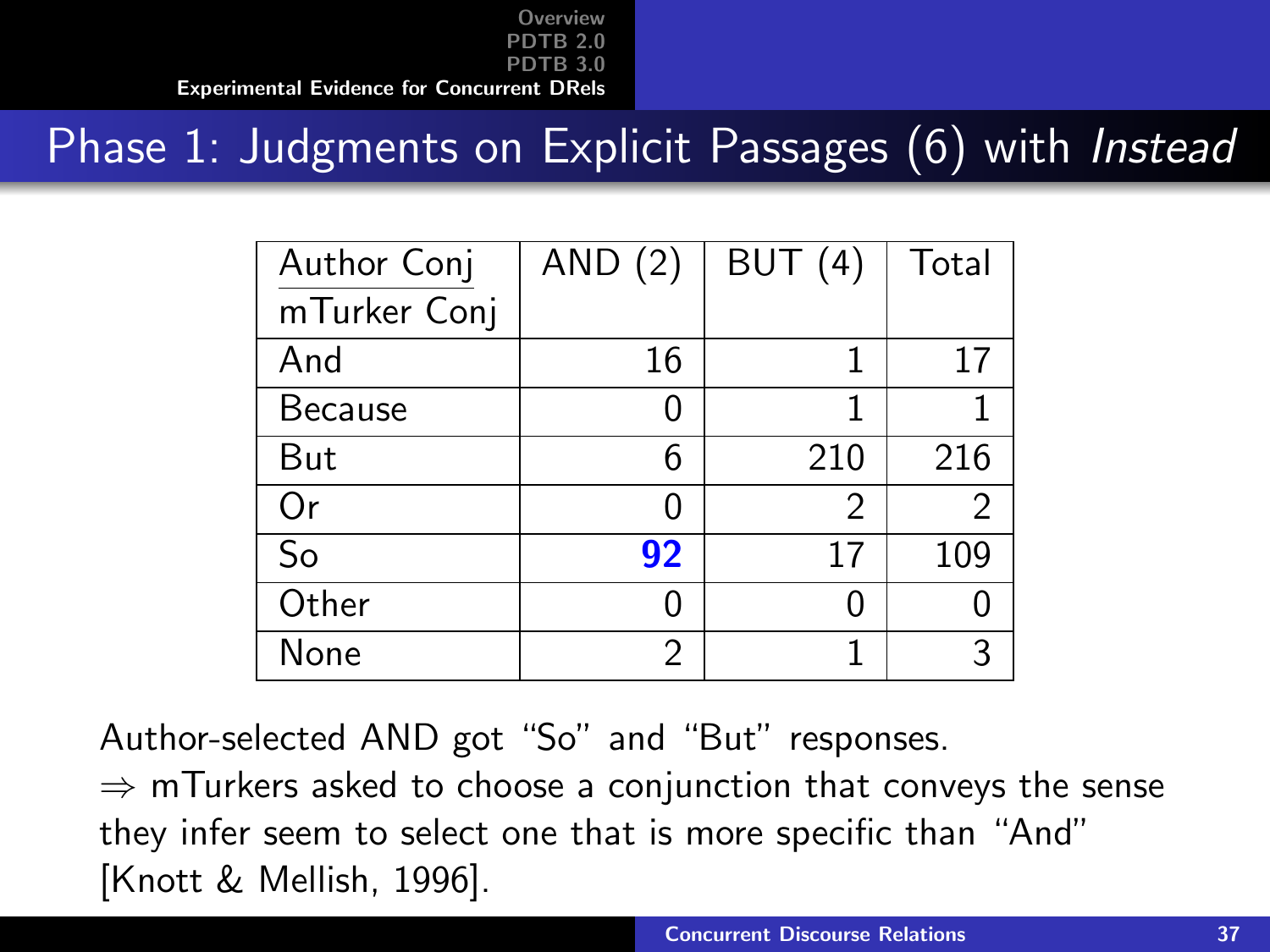## Phase 1: Judgments on Explicit Passages (6) with *Instead*

| Author Conj / mTurker Conj | AND (2) | BUT (4) | Total |
|---|---|---|---|
| And | 16 | 1 | 17 |
| Because | 0 | 1 | 1 |
| But | 6 | 210 | 216 |
| Or | 0 | 2 | 2 |
| So | **92** | 17 | 109 |
| Other | 0 | 0 | 0 |
| None | 2 | 1 | 3 |

Author-selected AND got "So" and "But" responses.

$\Rightarrow$ mTurkers asked to choose a conjunction that conveys the sense they infer seem to select one that is more specific than "And" [Knott & Mellish, 1996].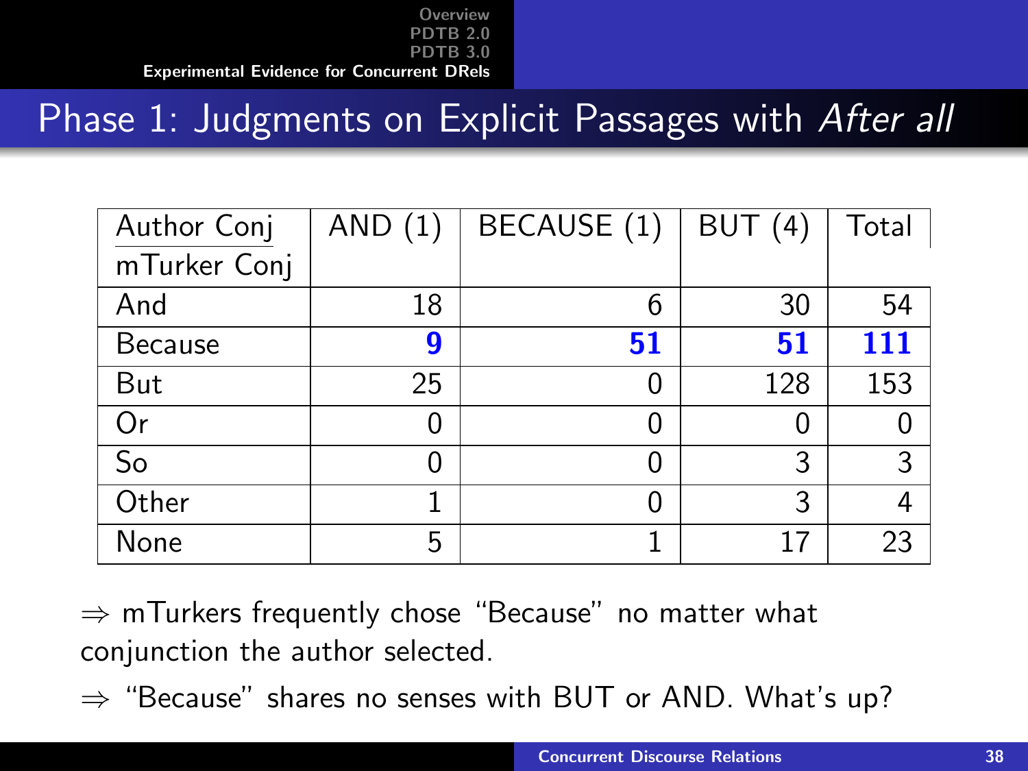# Phase 1: Judgments on Explicit Passages with *After all*

| Author Conj / mTurker Conj | AND (1) | BECAUSE (1) | BUT (4) | Total |
|---|---|---|---|---|
| And | 18 | 6 | 30 | 54 |
| Because | **9** | **51** | **51** | **111** |
| But | 25 | 0 | 128 | 153 |
| Or | 0 | 0 | 0 | 0 |
| So | 0 | 0 | 3 | 3 |
| Other | 1 | 0 | 3 | 4 |
| None | 5 | 1 | 17 | 23 |

$\Rightarrow$ mTurkers frequently chose "Because" no matter what conjunction the author selected.

$\Rightarrow$ "Because" shares no senses with BUT or AND. What's up?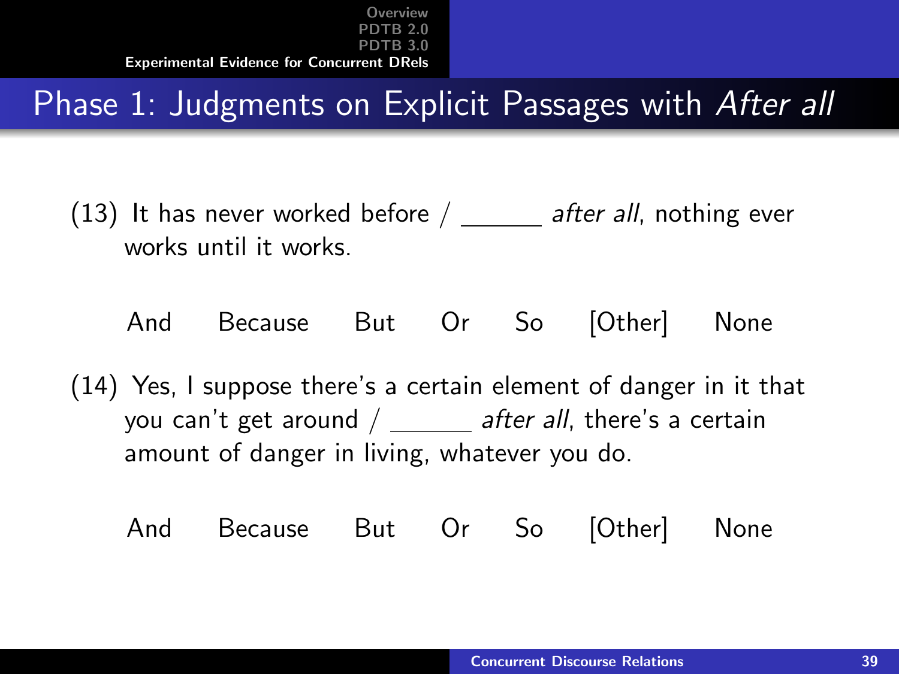# Phase 1: Judgments on Explicit Passages with *After all*

(13) It has never worked before / ______ *after all*, nothing ever works until it works.

And Because But Or So [Other] None

(14) Yes, I suppose there's a certain element of danger in it that you can't get around / ______ *after all*, there's a certain amount of danger in living, whatever you do.

And Because But Or So [Other] None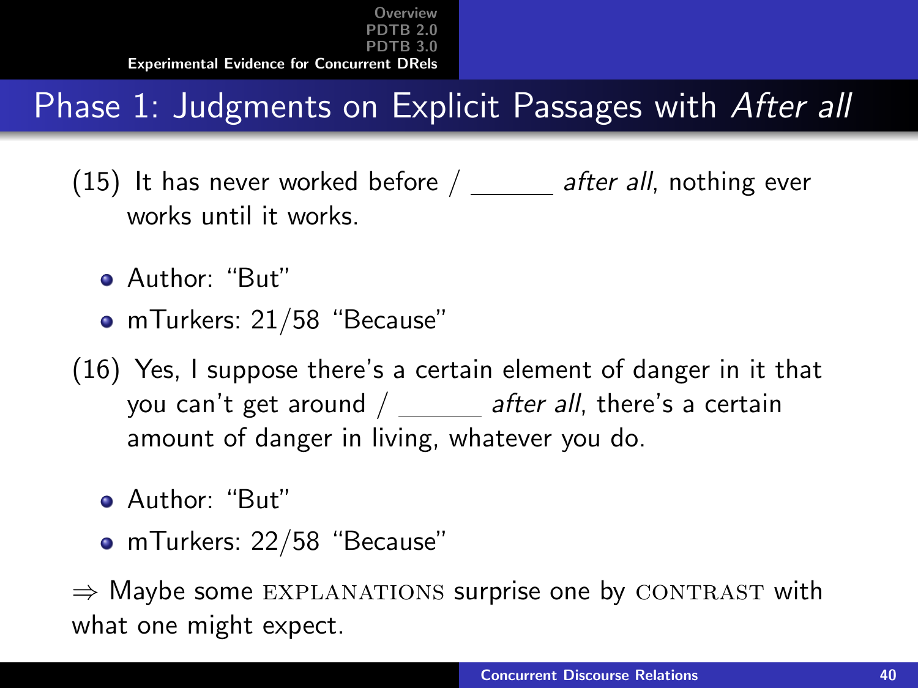## Phase 1: Judgments on Explicit Passages with *After all*

(15) It has never worked before / ______ *after all*, nothing ever works until it works.

- Author: "But"
- mTurkers: 21/58 "Because"

(16) Yes, I suppose there's a certain element of danger in it that you can't get around / ______ *after all*, there's a certain amount of danger in living, whatever you do.

- Author: "But"
- mTurkers: 22/58 "Because"

⇒ Maybe some EXPLANATIONS surprise one by CONTRAST with what one might expect.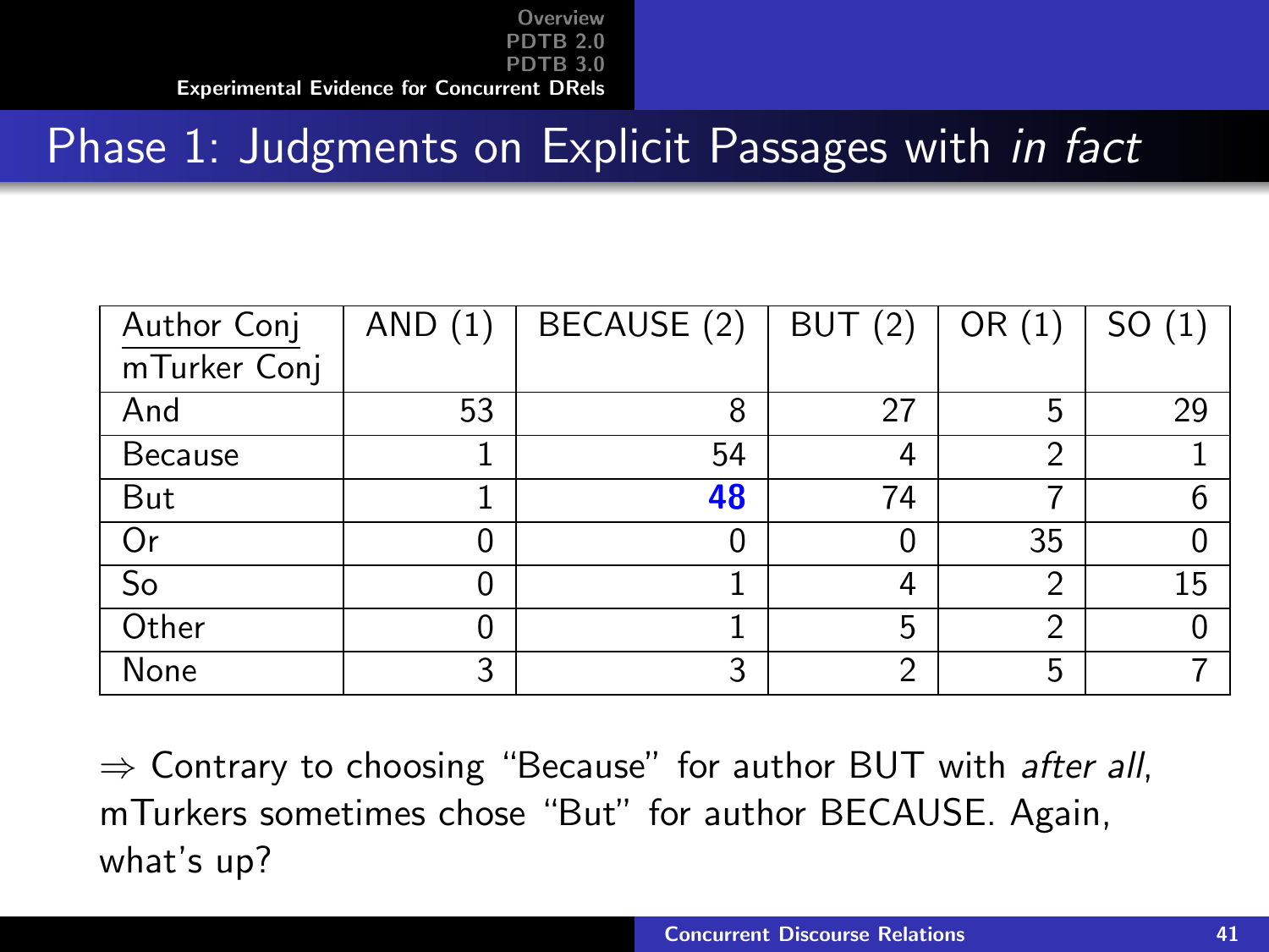## Phase 1: Judgments on Explicit Passages with *in fact*

| Author Conj / mTurker Conj | AND (1) | BECAUSE (2) | BUT (2) | OR (1) | SO (1) |
|---|---|---|---|---|---|
| And | 53 | 8 | 27 | 5 | 29 |
| Because | 1 | 54 | 4 | 2 | 1 |
| But | 1 | **48** | 74 | 7 | 6 |
| Or | 0 | 0 | 0 | 35 | 0 |
| So | 0 | 1 | 4 | 2 | 15 |
| Other | 0 | 1 | 5 | 2 | 0 |
| None | 3 | 3 | 2 | 5 | 7 |

$\Rightarrow$ Contrary to choosing "Because" for author BUT with *after all*, mTurkers sometimes chose "But" for author BECAUSE. Again, what's up?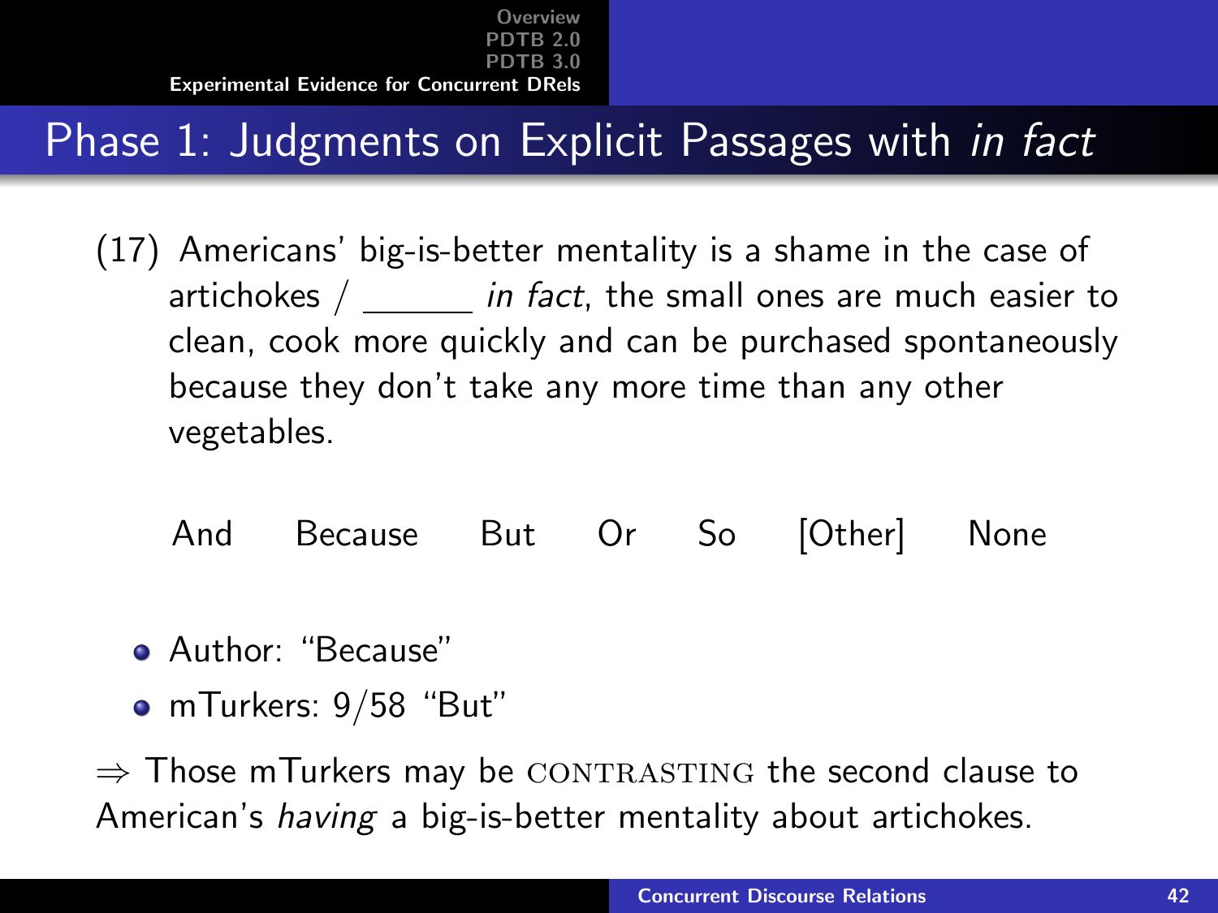# Phase 1: Judgments on Explicit Passages with *in fact*

(17) Americans' big-is-better mentality is a shame in the case of artichokes / ______ *in fact*, the small ones are much easier to clean, cook more quickly and can be purchased spontaneously because they don't take any more time than any other vegetables.

And   Because   But   Or   So   [Other]   None

- Author: "Because"
- mTurkers: 9/58 "But"

⇒ Those mTurkers may be CONTRASTING the second clause to American's *having* a big-is-better mentality about artichokes.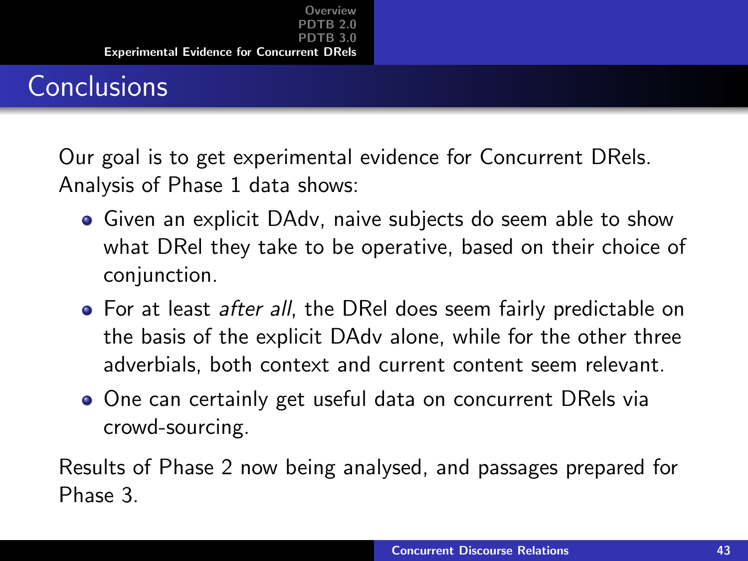# Conclusions

Our goal is to get experimental evidence for Concurrent DRels. Analysis of Phase 1 data shows:

- Given an explicit DAdv, naive subjects do seem able to show what DRel they take to be operative, based on their choice of conjunction.
- For at least *after all*, the DRel does seem fairly predictable on the basis of the explicit DAdv alone, while for the other three adverbials, both context and current content seem relevant.
- One can certainly get useful data on concurrent DRels via crowd-sourcing.

Results of Phase 2 now being analysed, and passages prepared for Phase 3.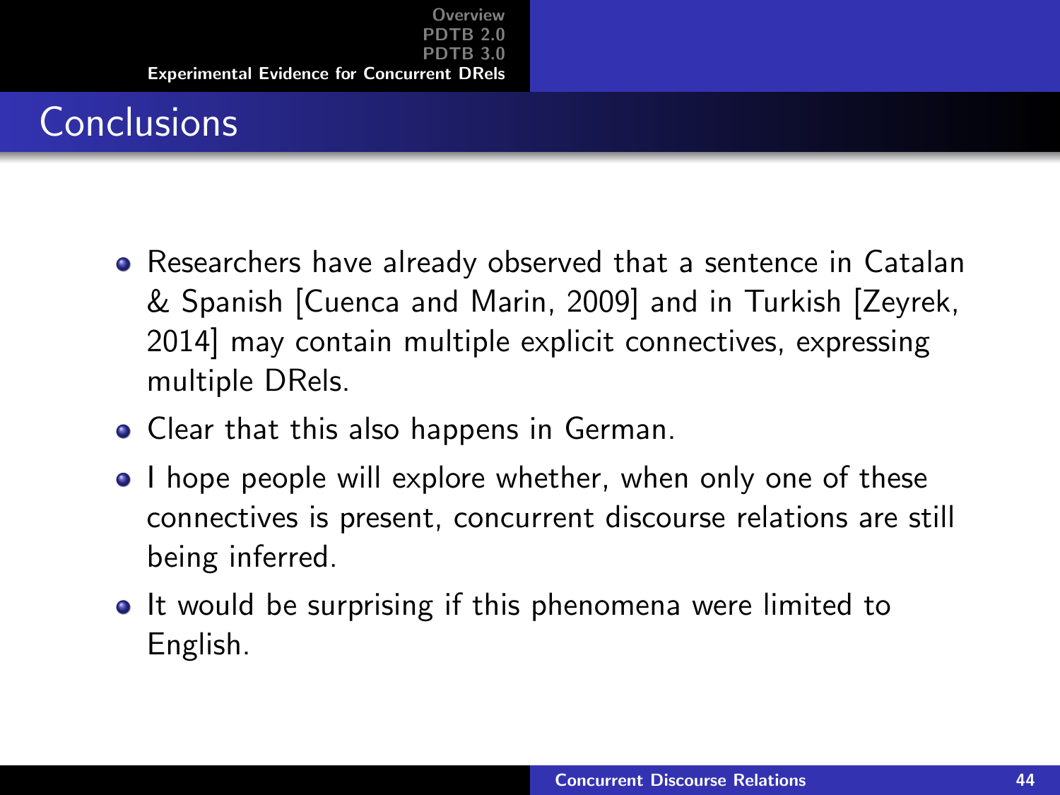## Conclusions

- Researchers have already observed that a sentence in Catalan & Spanish [Cuenca and Marin, 2009] and in Turkish [Zeyrek, 2014] may contain multiple explicit connectives, expressing multiple DRels.
- Clear that this also happens in German.
- I hope people will explore whether, when only one of these connectives is present, concurrent discourse relations are still being inferred.
- It would be surprising if this phenomena were limited to English.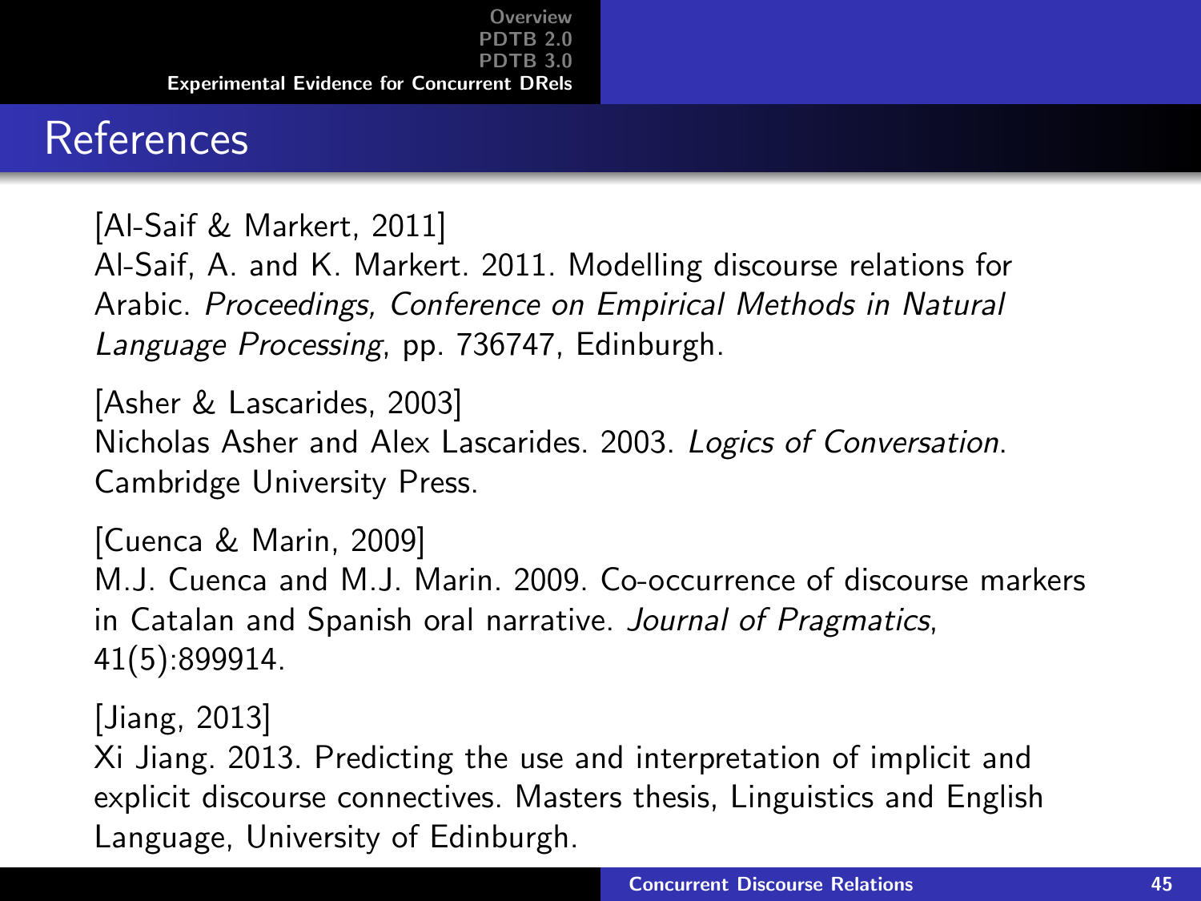# References

[Al-Saif & Markert, 2011]
Al-Saif, A. and K. Markert. 2011. Modelling discourse relations for Arabic. *Proceedings, Conference on Empirical Methods in Natural Language Processing*, pp. 736747, Edinburgh.

[Asher & Lascarides, 2003]
Nicholas Asher and Alex Lascarides. 2003. *Logics of Conversation*. Cambridge University Press.

[Cuenca & Marin, 2009]
M.J. Cuenca and M.J. Marin. 2009. Co-occurrence of discourse markers in Catalan and Spanish oral narrative. *Journal of Pragmatics*, 41(5):899914.

[Jiang, 2013]
Xi Jiang. 2013. Predicting the use and interpretation of implicit and explicit discourse connectives. Masters thesis, Linguistics and English Language, University of Edinburgh.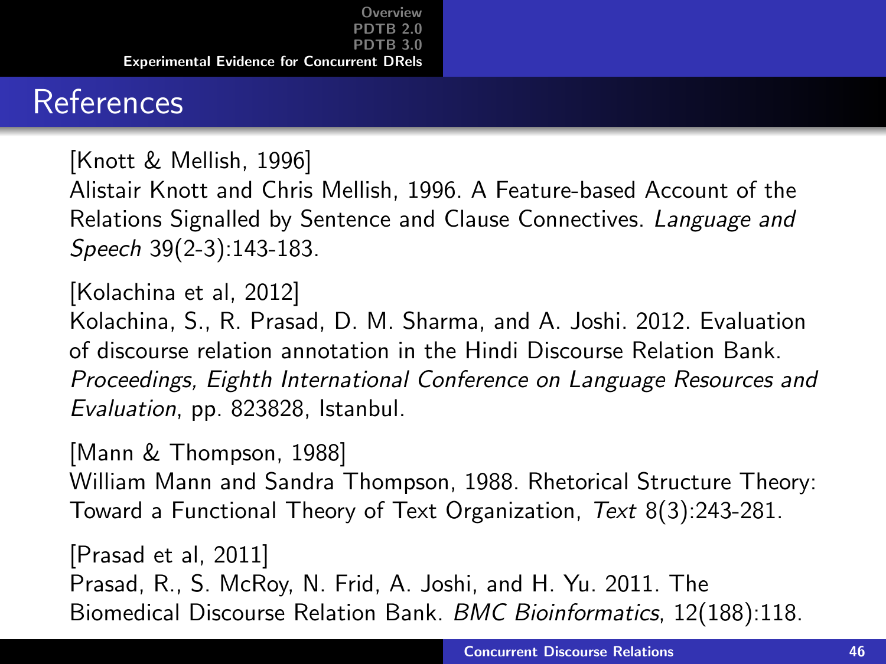# References

[Knott & Mellish, 1996]
Alistair Knott and Chris Mellish, 1996. A Feature-based Account of the Relations Signalled by Sentence and Clause Connectives. *Language and Speech* 39(2-3):143-183.

[Kolachina et al, 2012]
Kolachina, S., R. Prasad, D. M. Sharma, and A. Joshi. 2012. Evaluation of discourse relation annotation in the Hindi Discourse Relation Bank. *Proceedings, Eighth International Conference on Language Resources and Evaluation*, pp. 823828, Istanbul.

[Mann & Thompson, 1988]
William Mann and Sandra Thompson, 1988. Rhetorical Structure Theory: Toward a Functional Theory of Text Organization, *Text* 8(3):243-281.

[Prasad et al, 2011]
Prasad, R., S. McRoy, N. Frid, A. Joshi, and H. Yu. 2011. The Biomedical Discourse Relation Bank. *BMC Bioinformatics*, 12(188):118.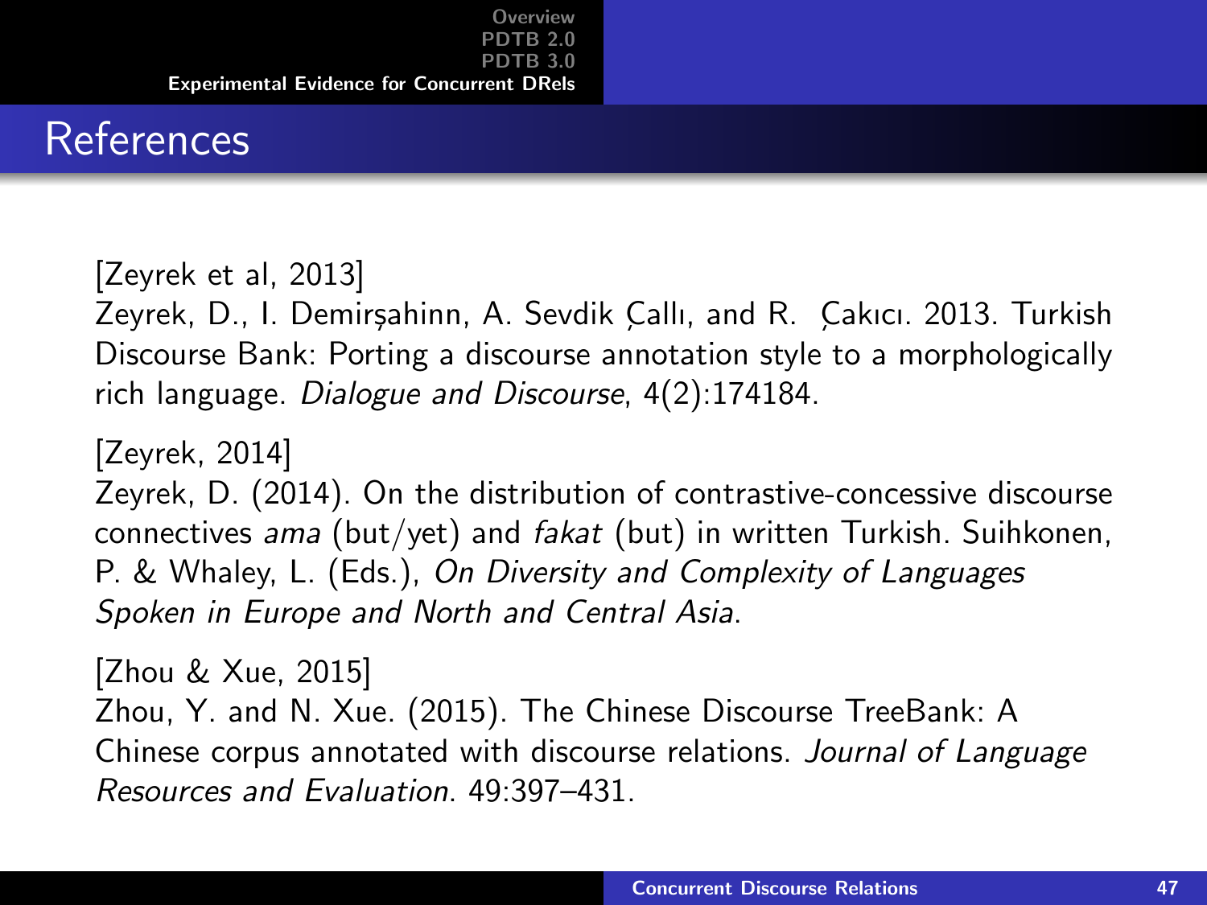# References

[Zeyrek et al, 2013]
Zeyrek, D., I. Demirşahinn, A. Sevdik Çallı, and R. Çakıcı. 2013. Turkish Discourse Bank: Porting a discourse annotation style to a morphologically rich language. *Dialogue and Discourse*, 4(2):174184.

[Zeyrek, 2014]
Zeyrek, D. (2014). On the distribution of contrastive-concessive discourse connectives *ama* (but/yet) and *fakat* (but) in written Turkish. Suihkonen, P. & Whaley, L. (Eds.), *On Diversity and Complexity of Languages Spoken in Europe and North and Central Asia*.

[Zhou & Xue, 2015]
Zhou, Y. and N. Xue. (2015). The Chinese Discourse TreeBank: A Chinese corpus annotated with discourse relations. *Journal of Language Resources and Evaluation*. 49:397–431.